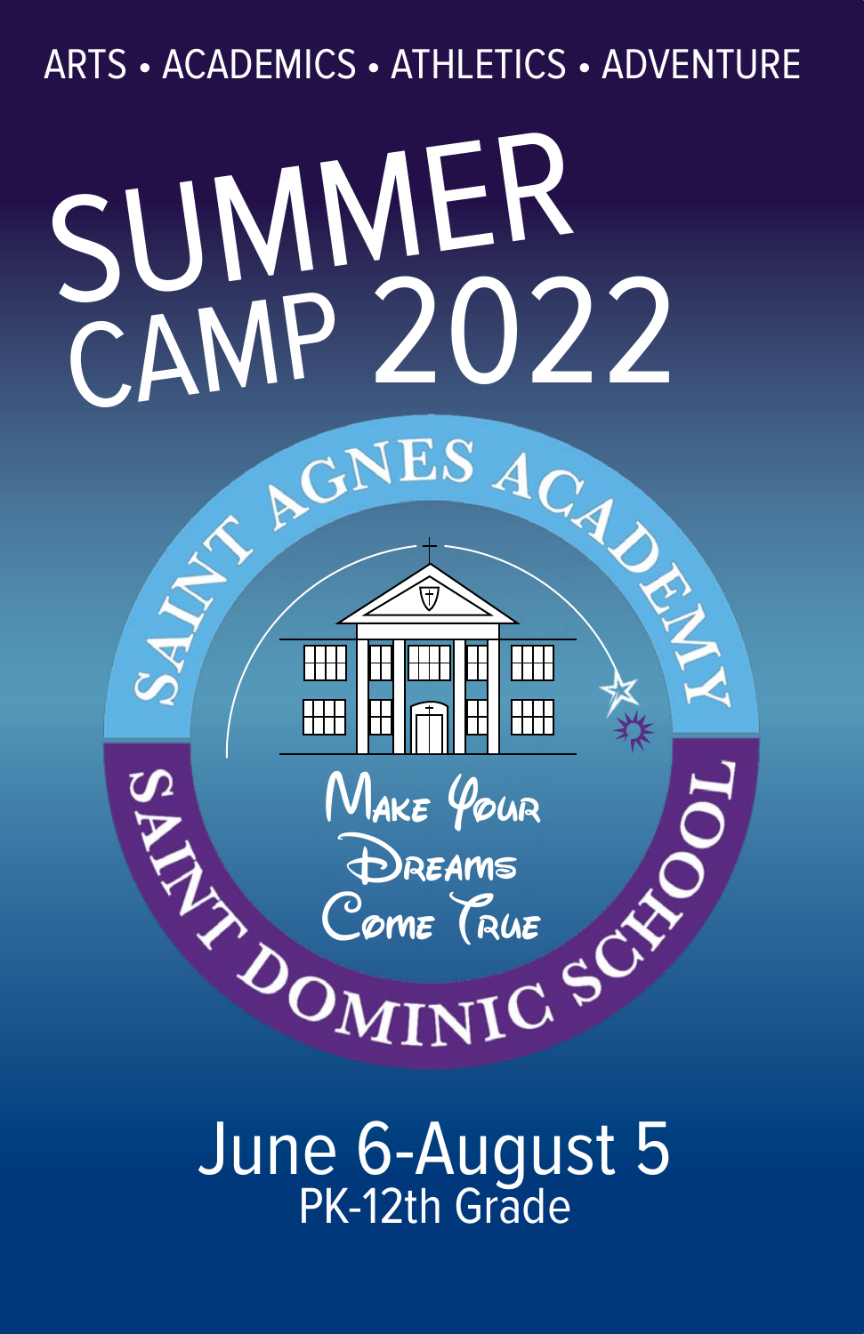ARTS • ACADEMICS • ATHLETICS • ADVENTURE

# SUMMER CAMP 2022

SAINT AGNES ACADEMY

SAINT DOMINIC SCHOOL

Make Your Dreams Come True

## June 6-August 5

PK-12th Grade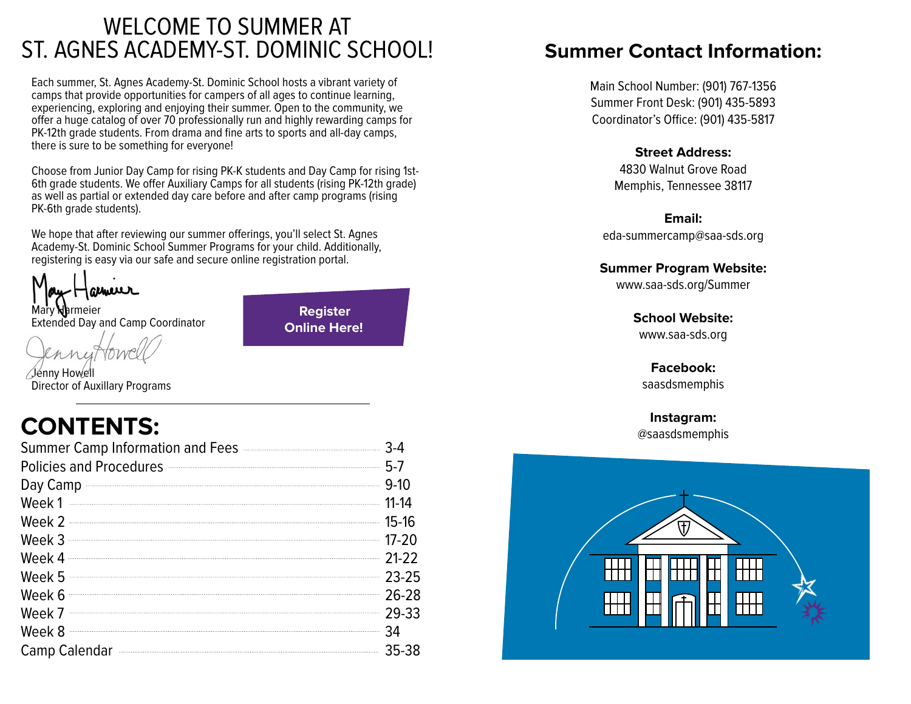# WELCOME TO SUMMER AT ST. AGNES ACADEMY-ST. DOMINIC SCHOOL!

Each summer, St. Agnes Academy-St. Dominic School hosts a vibrant variety of camps that provide opportunities for campers of all ages to continue learning, experiencing, exploring and enjoying their summer. Open to the community, we offer a huge catalog of over 70 professionally run and highly rewarding camps for PK-12th grade students. From drama and fine arts to sports and all-day camps, there is sure to be something for everyone!

Choose from Junior Day Camp for rising PK-K students and Day Camp for rising 1st-6th grade students. We offer Auxiliary Camps for all students (rising PK-12th grade) as well as partial or extended day care before and after camp programs (rising PK-6th grade students).

We hope that after reviewing our summer offerings, you'll select St. Agnes Academy-St. Dominic School Summer Programs for your child. Additionally, registering is easy via our safe and secure online registration portal.

Mary Harmeier
Extended Day and Camp Coordinator

Jenny Howell
Director of Auxillary Programs

**Register Online Here!**

## CONTENTS:

| | |
|---|---|
| Summer Camp Information and Fees | 3-4 |
| Policies and Procedures | 5-7 |
| Day Camp | 9-10 |
| Week 1 | 11-14 |
| Week 2 | 15-16 |
| Week 3 | 17-20 |
| Week 4 | 21-22 |
| Week 5 | 23-25 |
| Week 6 | 26-28 |
| Week 7 | 29-33 |
| Week 8 | 34 |
| Camp Calendar | 35-38 |

## Summer Contact Information:

Main School Number: (901) 767-1356
Summer Front Desk: (901) 435-5893
Coordinator's Office: (901) 435-5817

**Street Address:**
4830 Walnut Grove Road
Memphis, Tennessee 38117

**Email:**
eda-summercamp@saa-sds.org

**Summer Program Website:**
www.saa-sds.org/Summer

**School Website:**
www.saa-sds.org

**Facebook:**
saasdsmemphis

**Instagram:**
@saasdsmemphis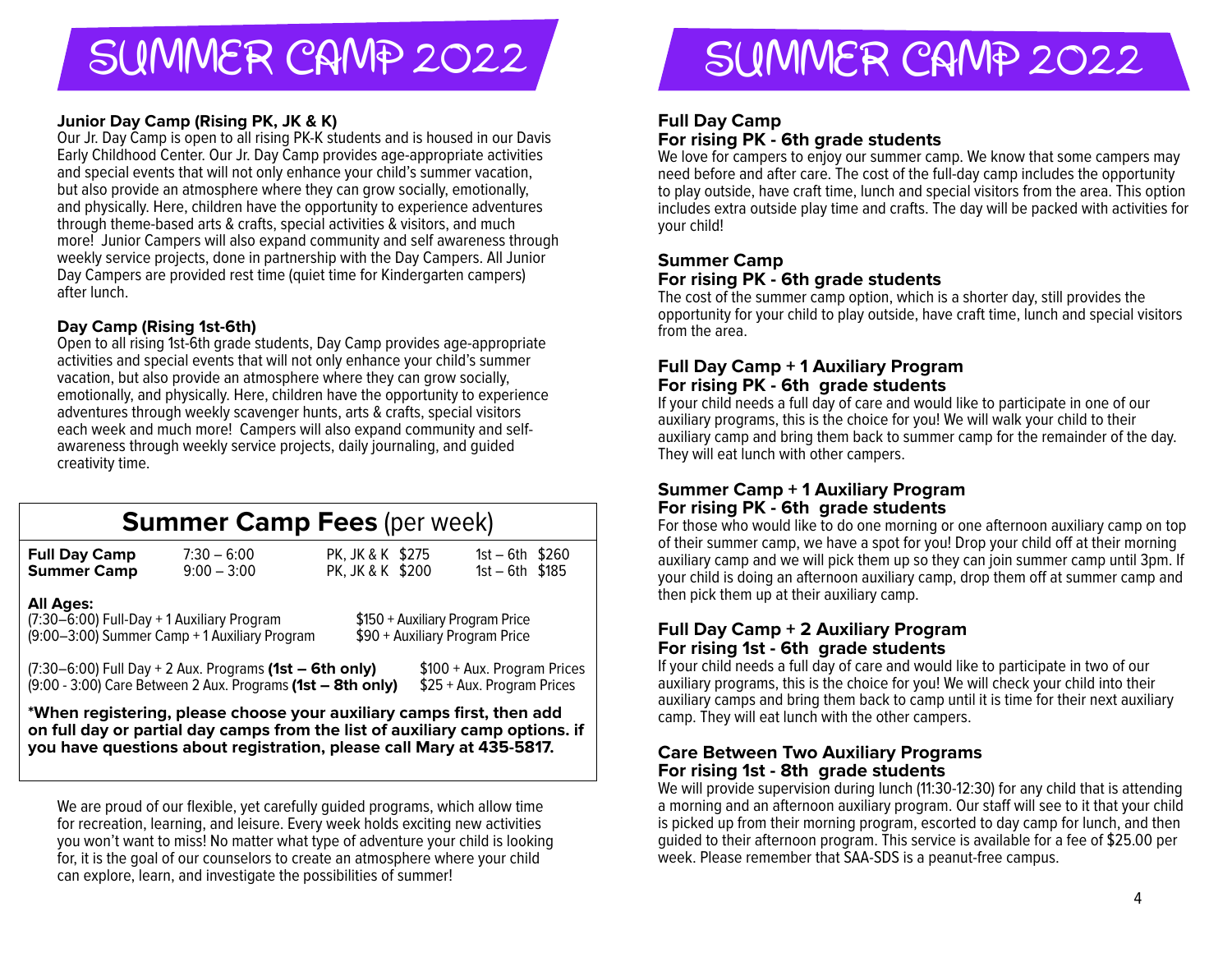# SUMMER CAMP 2022

**Junior Day Camp (Rising PK, JK & K)**
Our Jr. Day Camp is open to all rising PK-K students and is housed in our Davis Early Childhood Center. Our Jr. Day Camp provides age-appropriate activities and special events that will not only enhance your child's summer vacation, but also provide an atmosphere where they can grow socially, emotionally, and physically. Here, children have the opportunity to experience adventures through theme-based arts & crafts, special activities & visitors, and much more! Junior Campers will also expand community and self awareness through weekly service projects, done in partnership with the Day Campers. All Junior Day Campers are provided rest time (quiet time for Kindergarten campers) after lunch.

**Day Camp (Rising 1st-6th)**
Open to all rising 1st-6th grade students, Day Camp provides age-appropriate activities and special events that will not only enhance your child's summer vacation, but also provide an atmosphere where they can grow socially, emotionally, and physically. Here, children have the opportunity to experience adventures through weekly scavenger hunts, arts & crafts, special visitors each week and much more! Campers will also expand community and self-awareness through weekly service projects, daily journaling, and guided creativity time.

## Summer Camp Fees (per week)

| | | | |
|---|---|---|---|
| **Full Day Camp** | 7:30 – 6:00 | PK, JK & K $275 | 1st – 6th $260 |
| **Summer Camp** | 9:00 – 3:00 | PK, JK & K $200 | 1st – 6th $185 |

**All Ages:**

| | |
|---|---|
| (7:30–6:00) Full-Day + 1 Auxiliary Program | $150 + Auxiliary Program Price |
| (9:00–3:00) Summer Camp + 1 Auxiliary Program | $90 + Auxiliary Program Price |
| (7:30–6:00) Full Day + 2 Aux. Programs **(1st – 6th only)** | $100 + Aux. Program Prices |
| (9:00 - 3:00) Care Between 2 Aux. Programs **(1st – 8th only)** | $25 + Aux. Program Prices |

**\*When registering, please choose your auxiliary camps first, then add on full day or partial day camps from the list of auxiliary camp options. if you have questions about registration, please call Mary at 435-5817.**

We are proud of our flexible, yet carefully guided programs, which allow time for recreation, learning, and leisure. Every week holds exciting new activities you won't want to miss! No matter what type of adventure your child is looking for, it is the goal of our counselors to create an atmosphere where your child can explore, learn, and investigate the possibilities of summer!

# SUMMER CAMP 2022

**Full Day Camp**
**For rising PK - 6th grade students**
We love for campers to enjoy our summer camp. We know that some campers may need before and after care. The cost of the full-day camp includes the opportunity to play outside, have craft time, lunch and special visitors from the area. This option includes extra outside play time and crafts. The day will be packed with activities for your child!

**Summer Camp**
**For rising PK - 6th grade students**
The cost of the summer camp option, which is a shorter day, still provides the opportunity for your child to play outside, have craft time, lunch and special visitors from the area.

**Full Day Camp + 1 Auxiliary Program**
**For rising PK - 6th grade students**
If your child needs a full day of care and would like to participate in one of our auxiliary programs, this is the choice for you! We will walk your child to their auxiliary camp and bring them back to summer camp for the remainder of the day. They will eat lunch with other campers.

**Summer Camp + 1 Auxiliary Program**
**For rising PK - 6th grade students**
For those who would like to do one morning or one afternoon auxiliary camp on top of their summer camp, we have a spot for you! Drop your child off at their morning auxiliary camp and we will pick them up so they can join summer camp until 3pm. If your child is doing an afternoon auxiliary camp, drop them off at summer camp and then pick them up at their auxiliary camp.

**Full Day Camp + 2 Auxiliary Program**
**For rising 1st - 6th grade students**
If your child needs a full day of care and would like to participate in two of our auxiliary programs, this is the choice for you! We will check your child into their auxiliary camps and bring them back to camp until it is time for their next auxiliary camp. They will eat lunch with the other campers.

**Care Between Two Auxiliary Programs**
**For rising 1st - 8th grade students**
We will provide supervision during lunch (11:30-12:30) for any child that is attending a morning and an afternoon auxiliary program. Our staff will see to it that your child is picked up from their morning program, escorted to day camp for lunch, and then guided to their afternoon program. This service is available for a fee of $25.00 per week. Please remember that SAA-SDS is a peanut-free campus.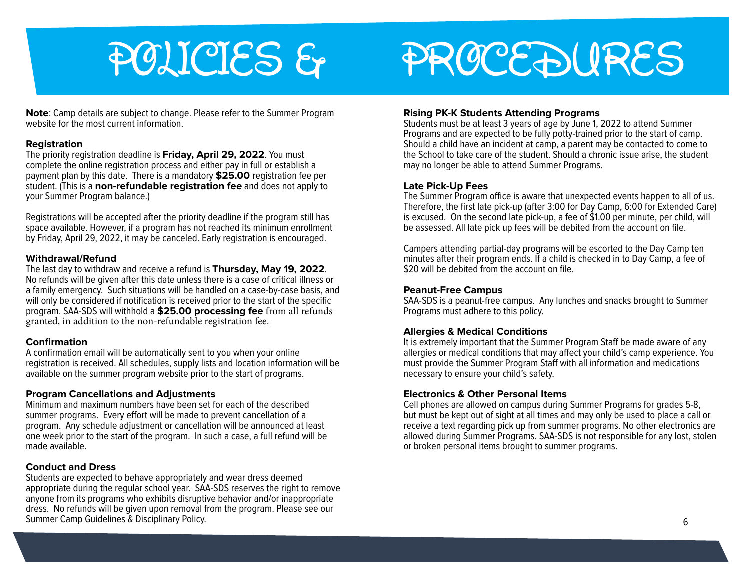# POLICIES & PROCEDURES

**Note**: Camp details are subject to change. Please refer to the Summer Program website for the most current information.

**Registration**

The priority registration deadline is **Friday, April 29, 2022**. You must complete the online registration process and either pay in full or establish a payment plan by this date. There is a mandatory **$25.00** registration fee per student. (This is a **non-refundable registration fee** and does not apply to your Summer Program balance.)

Registrations will be accepted after the priority deadline if the program still has space available. However, if a program has not reached its minimum enrollment by Friday, April 29, 2022, it may be canceled. Early registration is encouraged.

**Withdrawal/Refund**

The last day to withdraw and receive a refund is **Thursday, May 19, 2022**. No refunds will be given after this date unless there is a case of critical illness or a family emergency. Such situations will be handled on a case-by-case basis, and will only be considered if notification is received prior to the start of the specific program. SAA-SDS will withhold a **$25.00 processing fee** from all refunds granted, in addition to the non-refundable registration fee.

**Confirmation**

A confirmation email will be automatically sent to you when your online registration is received. All schedules, supply lists and location information will be available on the summer program website prior to the start of programs.

**Program Cancellations and Adjustments**

Minimum and maximum numbers have been set for each of the described summer programs. Every effort will be made to prevent cancellation of a program. Any schedule adjustment or cancellation will be announced at least one week prior to the start of the program. In such a case, a full refund will be made available.

**Conduct and Dress**

Students are expected to behave appropriately and wear dress deemed appropriate during the regular school year. SAA-SDS reserves the right to remove anyone from its programs who exhibits disruptive behavior and/or inappropriate dress. No refunds will be given upon removal from the program. Please see our Summer Camp Guidelines & Disciplinary Policy.

**Rising PK-K Students Attending Programs**

Students must be at least 3 years of age by June 1, 2022 to attend Summer Programs and are expected to be fully potty-trained prior to the start of camp. Should a child have an incident at camp, a parent may be contacted to come to the School to take care of the student. Should a chronic issue arise, the student may no longer be able to attend Summer Programs.

**Late Pick-Up Fees**

The Summer Program office is aware that unexpected events happen to all of us. Therefore, the first late pick-up (after 3:00 for Day Camp, 6:00 for Extended Care) is excused. On the second late pick-up, a fee of $1.00 per minute, per child, will be assessed. All late pick up fees will be debited from the account on file.

Campers attending partial-day programs will be escorted to the Day Camp ten minutes after their program ends. If a child is checked in to Day Camp, a fee of $20 will be debited from the account on file.

**Peanut-Free Campus**

SAA-SDS is a peanut-free campus. Any lunches and snacks brought to Summer Programs must adhere to this policy.

**Allergies & Medical Conditions**

It is extremely important that the Summer Program Staff be made aware of any allergies or medical conditions that may affect your child's camp experience. You must provide the Summer Program Staff with all information and medications necessary to ensure your child's safety.

**Electronics & Other Personal Items**

Cell phones are allowed on campus during Summer Programs for grades 5-8, but must be kept out of sight at all times and may only be used to place a call or receive a text regarding pick up from summer programs. No other electronics are allowed during Summer Programs. SAA-SDS is not responsible for any lost, stolen or broken personal items brought to summer programs.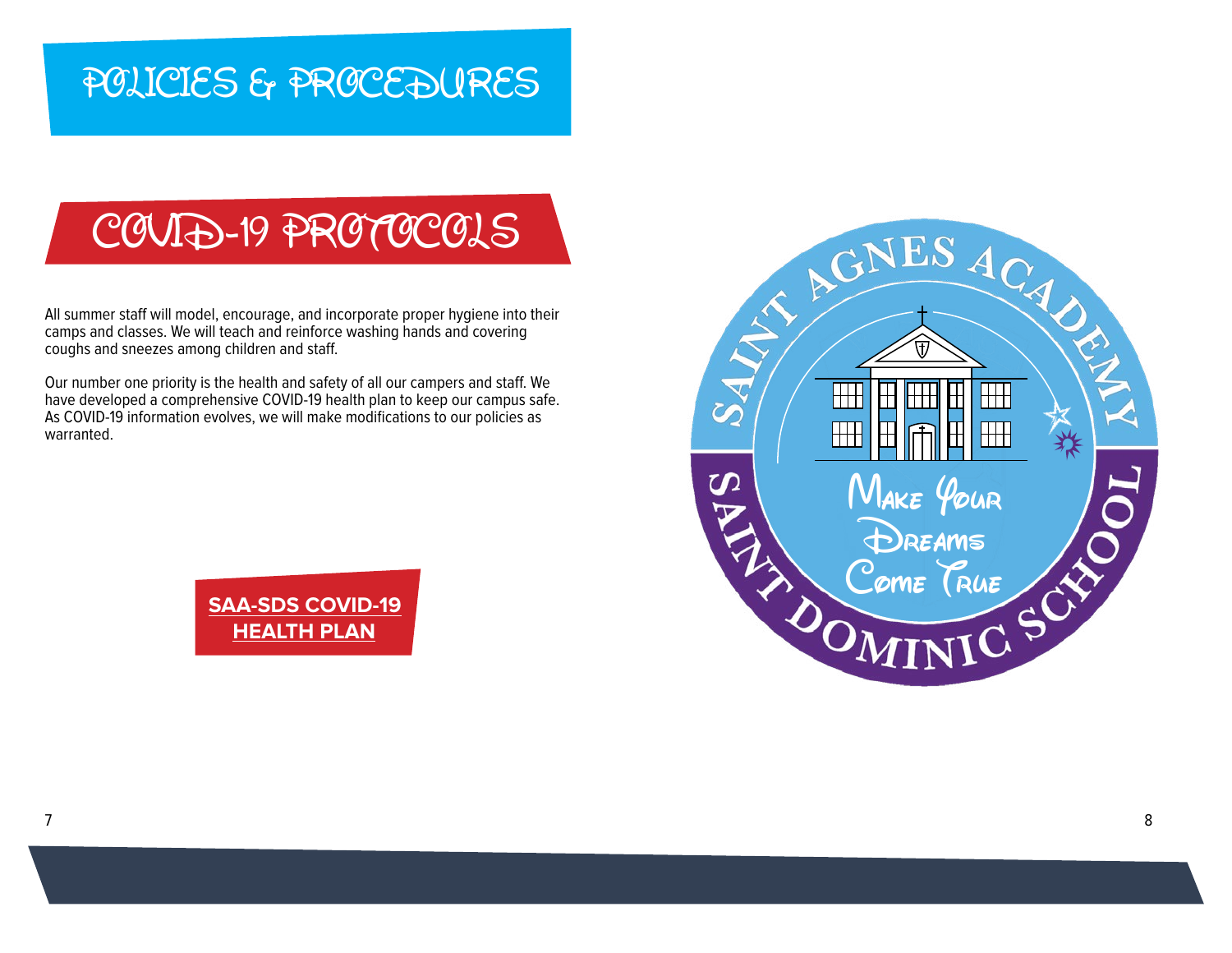# POLICIES & PROCEDURES

## COVID-19 PROTOCOLS

All summer staff will model, encourage, and incorporate proper hygiene into their camps and classes. We will teach and reinforce washing hands and covering coughs and sneezes among children and staff.

Our number one priority is the health and safety of all our campers and staff. We have developed a comprehensive COVID-19 health plan to keep our campus safe. As COVID-19 information evolves, we will make modifications to our policies as warranted.

**SAA-SDS COVID-19 HEALTH PLAN**

SAINT AGNES ACADEMY

Make Your Dreams Come True

SAINT DOMINIC SCHOOL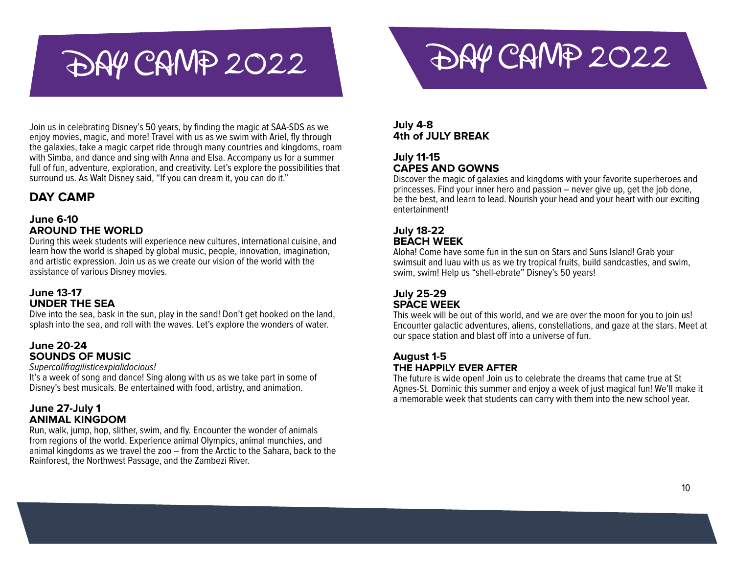# DAY CAMP 2022

Join us in celebrating Disney's 50 years, by finding the magic at SAA-SDS as we enjoy movies, magic, and more! Travel with us as we swim with Ariel, fly through the galaxies, take a magic carpet ride through many countries and kingdoms, roam with Simba, and dance and sing with Anna and Elsa. Accompany us for a summer full of fun, adventure, exploration, and creativity. Let's explore the possibilities that surround us. As Walt Disney said, "If you can dream it, you can do it."

## DAY CAMP

### June 6-10
### AROUND THE WORLD

During this week students will experience new cultures, international cuisine, and learn how the world is shaped by global music, people, innovation, imagination, and artistic expression. Join us as we create our vision of the world with the assistance of various Disney movies.

### June 13-17
### UNDER THE SEA

Dive into the sea, bask in the sun, play in the sand! Don't get hooked on the land, splash into the sea, and roll with the waves. Let's explore the wonders of water.

### June 20-24
### SOUNDS OF MUSIC

*Supercalifragilisticexpialidocious!*

It's a week of song and dance! Sing along with us as we take part in some of Disney's best musicals. Be entertained with food, artistry, and animation.

### June 27-July 1
### ANIMAL KINGDOM

Run, walk, jump, hop, slither, swim, and fly. Encounter the wonder of animals from regions of the world. Experience animal Olympics, animal munchies, and animal kingdoms as we travel the zoo – from the Arctic to the Sahara, back to the Rainforest, the Northwest Passage, and the Zambezi River.

# DAY CAMP 2022

### July 4-8
### 4th of JULY BREAK

### July 11-15
### CAPES AND GOWNS

Discover the magic of galaxies and kingdoms with your favorite superheroes and princesses. Find your inner hero and passion – never give up, get the job done, be the best, and learn to lead. Nourish your head and your heart with our exciting entertainment!

### July 18-22
### BEACH WEEK

Aloha! Come have some fun in the sun on Stars and Suns Island! Grab your swimsuit and luau with us as we try tropical fruits, build sandcastles, and swim, swim, swim! Help us "shell-ebrate" Disney's 50 years!

### July 25-29
### SPACE WEEK

This week will be out of this world, and we are over the moon for you to join us! Encounter galactic adventures, aliens, constellations, and gaze at the stars. Meet at our space station and blast off into a universe of fun.

### August 1-5
### THE HAPPILY EVER AFTER

The future is wide open! Join us to celebrate the dreams that came true at St Agnes-St. Dominic this summer and enjoy a week of just magical fun! We'll make it a memorable week that students can carry with them into the new school year.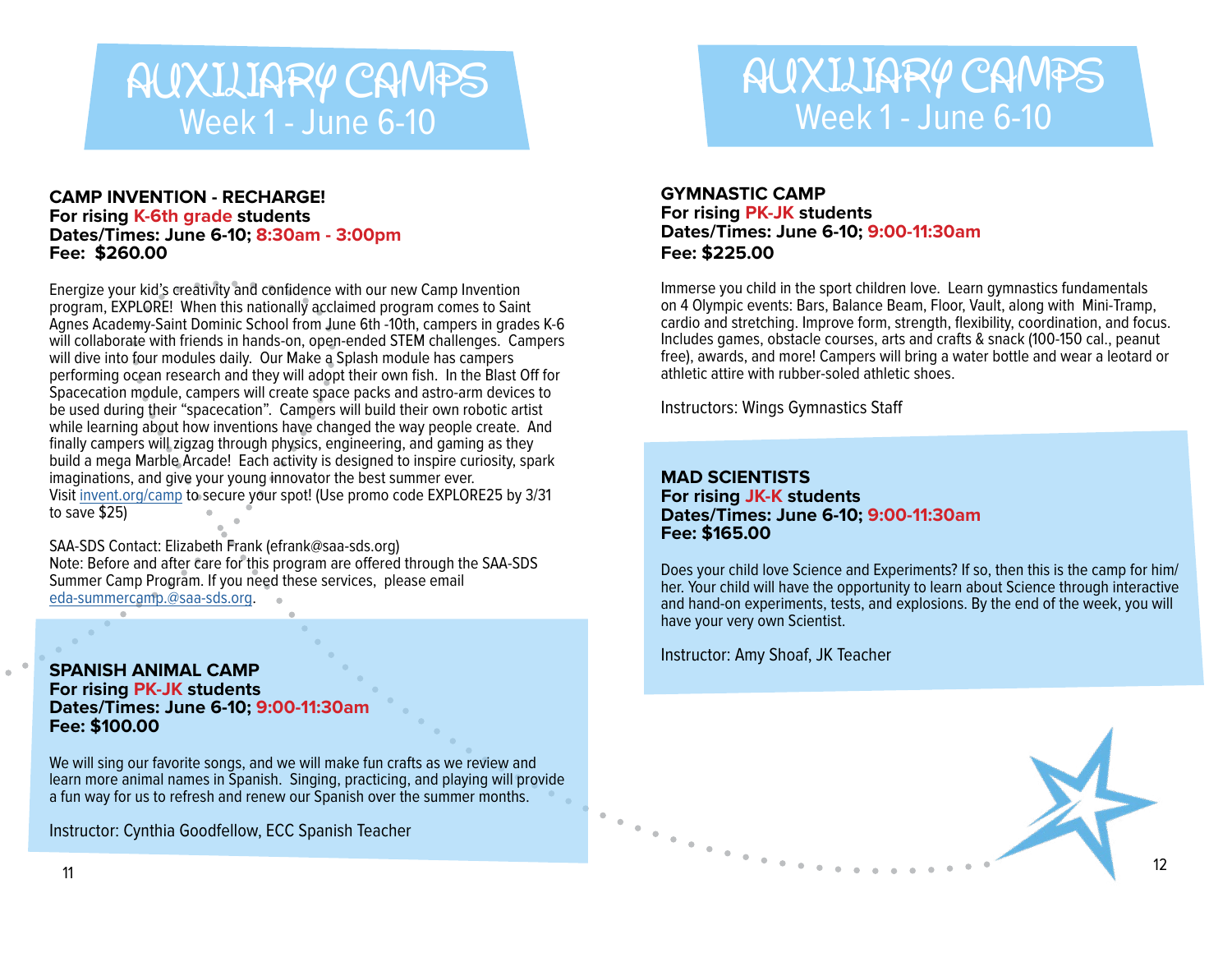# AUXILIARY CAMPS
## Week 1 - June 6-10

**CAMP INVENTION - RECHARGE!**
**For rising K-6th grade students**
**Dates/Times: June 6-10; 8:30am - 3:00pm**
**Fee: $260.00**

Energize your kid's creativity and confidence with our new Camp Invention program, EXPLORE! When this nationally acclaimed program comes to Saint Agnes Academy-Saint Dominic School from June 6th -10th, campers in grades K-6 will collaborate with friends in hands-on, open-ended STEM challenges. Campers will dive into four modules daily. Our Make a Splash module has campers performing ocean research and they will adopt their own fish. In the Blast Off for Spacecation module, campers will create space packs and astro-arm devices to be used during their "spacecation". Campers will build their own robotic artist while learning about how inventions have changed the way people create. And finally campers will zigzag through physics, engineering, and gaming as they build a mega Marble Arcade! Each activity is designed to inspire curiosity, spark imaginations, and give your young innovator the best summer ever.
Visit invent.org/camp to secure your spot! (Use promo code EXPLORE25 by 3/31 to save $25)

SAA-SDS Contact: Elizabeth Frank (efrank@saa-sds.org)
Note: Before and after care for this program are offered through the SAA-SDS Summer Camp Program. If you need these services, please email eda-summercamp.@saa-sds.org.

**SPANISH ANIMAL CAMP**
**For rising PK-JK students**
**Dates/Times: June 6-10; 9:00-11:30am**
**Fee: $100.00**

We will sing our favorite songs, and we will make fun crafts as we review and learn more animal names in Spanish. Singing, practicing, and playing will provide a fun way for us to refresh and renew our Spanish over the summer months.

Instructor: Cynthia Goodfellow, ECC Spanish Teacher

# AUXILIARY CAMPS
## Week 1 - June 6-10

**GYMNASTIC CAMP**
**For rising PK-JK students**
**Dates/Times: June 6-10; 9:00-11:30am**
**Fee: $225.00**

Immerse you child in the sport children love. Learn gymnastics fundamentals on 4 Olympic events: Bars, Balance Beam, Floor, Vault, along with Mini-Tramp, cardio and stretching. Improve form, strength, flexibility, coordination, and focus. Includes games, obstacle courses, arts and crafts & snack (100-150 cal., peanut free), awards, and more! Campers will bring a water bottle and wear a leotard or athletic attire with rubber-soled athletic shoes.

Instructors: Wings Gymnastics Staff

**MAD SCIENTISTS**
**For rising JK-K students**
**Dates/Times: June 6-10; 9:00-11:30am**
**Fee: $165.00**

Does your child love Science and Experiments? If so, then this is the camp for him/her. Your child will have the opportunity to learn about Science through interactive and hand-on experiments, tests, and explosions. By the end of the week, you will have your very own Scientist.

Instructor: Amy Shoaf, JK Teacher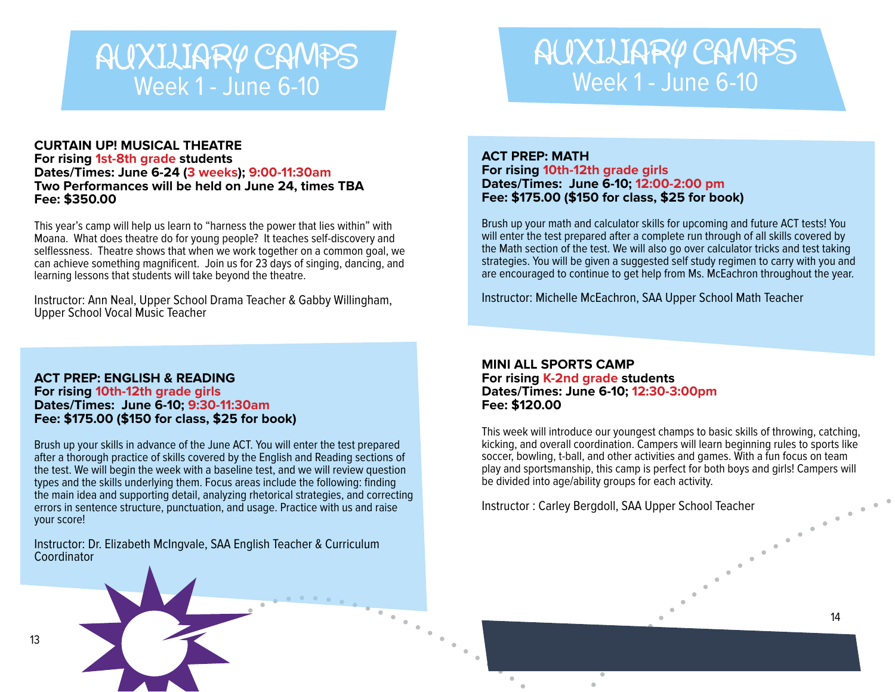# AUXILIARY CAMPS
## Week 1 - June 6-10

**CURTAIN UP! MUSICAL THEATRE**
**For rising 1st-8th grade students**
**Dates/Times: June 6-24 (3 weeks); 9:00-11:30am**
**Two Performances will be held on June 24, times TBA**
**Fee: $350.00**

This year's camp will help us learn to "harness the power that lies within" with Moana. What does theatre do for young people? It teaches self-discovery and selflessness. Theatre shows that when we work together on a common goal, we can achieve something magnificent. Join us for 23 days of singing, dancing, and learning lessons that students will take beyond the theatre.

Instructor: Ann Neal, Upper School Drama Teacher & Gabby Willingham, Upper School Vocal Music Teacher

**ACT PREP: ENGLISH & READING**
**For rising 10th-12th grade girls**
**Dates/Times: June 6-10; 9:30-11:30am**
**Fee: $175.00 ($150 for class, $25 for book)**

Brush up your skills in advance of the June ACT. You will enter the test prepared after a thorough practice of skills covered by the English and Reading sections of the test. We will begin the week with a baseline test, and we will review question types and the skills underlying them. Focus areas include the following: finding the main idea and supporting detail, analyzing rhetorical strategies, and correcting errors in sentence structure, punctuation, and usage. Practice with us and raise your score!

Instructor: Dr. Elizabeth McIngvale, SAA English Teacher & Curriculum Coordinator

# AUXILIARY CAMPS
## Week 1 - June 6-10

**ACT PREP: MATH**
**For rising 10th-12th grade girls**
**Dates/Times: June 6-10; 12:00-2:00 pm**
**Fee: $175.00 ($150 for class, $25 for book)**

Brush up your math and calculator skills for upcoming and future ACT tests! You will enter the test prepared after a complete run through of all skills covered by the Math section of the test. We will also go over calculator tricks and test taking strategies. You will be given a suggested self study regimen to carry with you and are encouraged to continue to get help from Ms. McEachron throughout the year.

Instructor: Michelle McEachron, SAA Upper School Math Teacher

**MINI ALL SPORTS CAMP**
**For rising K-2nd grade students**
**Dates/Times: June 6-10; 12:30-3:00pm**
**Fee: $120.00**

This week will introduce our youngest champs to basic skills of throwing, catching, kicking, and overall coordination. Campers will learn beginning rules to sports like soccer, bowling, t-ball, and other activities and games. With a fun focus on team play and sportsmanship, this camp is perfect for both boys and girls! Campers will be divided into age/ability groups for each activity.

Instructor : Carley Bergdoll, SAA Upper School Teacher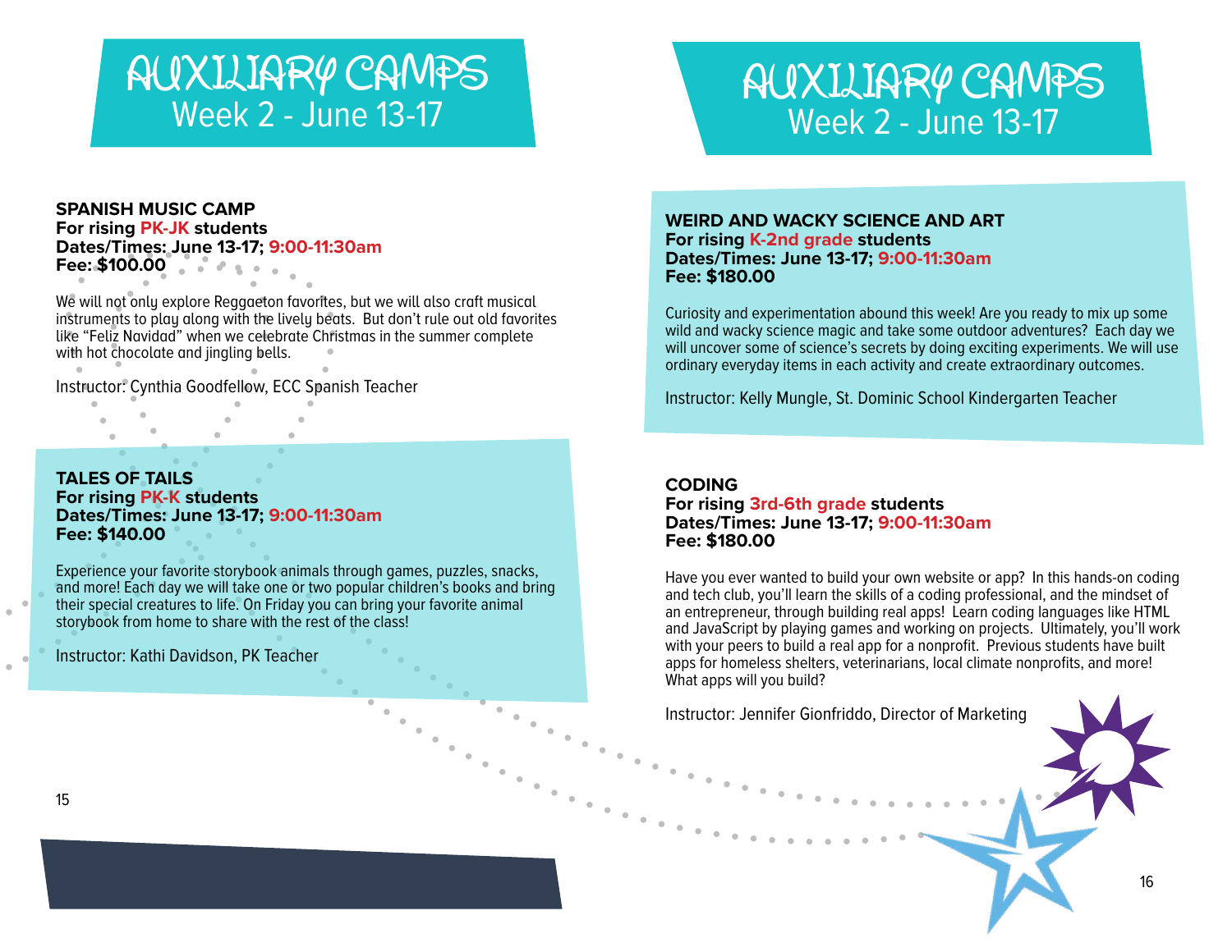# AUXILIARY CAMPS
## Week 2 - June 13-17

### SPANISH MUSIC CAMP
**For rising PK-JK students**
**Dates/Times: June 13-17; 9:00-11:30am**
**Fee: $100.00**

We will not only explore Reggaeton favorites, but we will also craft musical instruments to play along with the lively beats. But don't rule out old favorites like "Feliz Navidad" when we celebrate Christmas in the summer complete with hot chocolate and jingling bells.

Instructor: Cynthia Goodfellow, ECC Spanish Teacher

### TALES OF TAILS
**For rising PK-K students**
**Dates/Times: June 13-17; 9:00-11:30am**
**Fee: $140.00**

Experience your favorite storybook animals through games, puzzles, snacks, and more! Each day we will take one or two popular children's books and bring their special creatures to life. On Friday you can bring your favorite animal storybook from home to share with the rest of the class!

Instructor: Kathi Davidson, PK Teacher

# AUXILIARY CAMPS
## Week 2 - June 13-17

### WEIRD AND WACKY SCIENCE AND ART
**For rising K-2nd grade students**
**Dates/Times: June 13-17; 9:00-11:30am**
**Fee: $180.00**

Curiosity and experimentation abound this week! Are you ready to mix up some wild and wacky science magic and take some outdoor adventures? Each day we will uncover some of science's secrets by doing exciting experiments. We will use ordinary everyday items in each activity and create extraordinary outcomes.

Instructor: Kelly Mungle, St. Dominic School Kindergarten Teacher

### CODING
**For rising 3rd-6th grade students**
**Dates/Times: June 13-17; 9:00-11:30am**
**Fee: $180.00**

Have you ever wanted to build your own website or app? In this hands-on coding and tech club, you'll learn the skills of a coding professional, and the mindset of an entrepreneur, through building real apps! Learn coding languages like HTML and JavaScript by playing games and working on projects. Ultimately, you'll work with your peers to build a real app for a nonprofit. Previous students have built apps for homeless shelters, veterinarians, local climate nonprofits, and more! What apps will you build?

Instructor: Jennifer Gionfriddo, Director of Marketing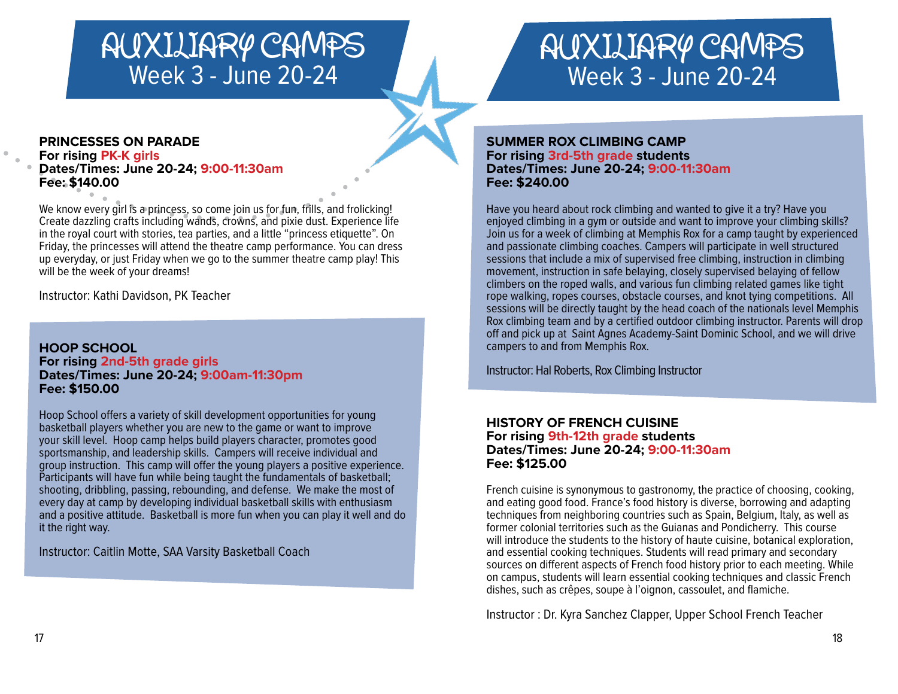# AUXILIARY CAMPS
## Week 3 - June 20-24

### PRINCESSES ON PARADE

**For rising PK-K girls**
**Dates/Times: June 20-24; 9:00-11:30am**
**Fee: $140.00**

We know every girl is a princess, so come join us for fun, frills, and frolicking! Create dazzling crafts including wands, crowns, and pixie dust. Experience life in the royal court with stories, tea parties, and a little "princess etiquette". On Friday, the princesses will attend the theatre camp performance. You can dress up everyday, or just Friday when we go to the summer theatre camp play! This will be the week of your dreams!

Instructor: Kathi Davidson, PK Teacher

### HOOP SCHOOL

**For rising 2nd-5th grade girls**
**Dates/Times: June 20-24; 9:00am-11:30pm**
**Fee: $150.00**

Hoop School offers a variety of skill development opportunities for young basketball players whether you are new to the game or want to improve your skill level. Hoop camp helps build players character, promotes good sportsmanship, and leadership skills. Campers will receive individual and group instruction. This camp will offer the young players a positive experience. Participants will have fun while being taught the fundamentals of basketball; shooting, dribbling, passing, rebounding, and defense. We make the most of every day at camp by developing individual basketball skills with enthusiasm and a positive attitude. Basketball is more fun when you can play it well and do it the right way.

Instructor: Caitlin Motte, SAA Varsity Basketball Coach

# AUXILIARY CAMPS
## Week 3 - June 20-24

### SUMMER ROX CLIMBING CAMP

**For rising 3rd-5th grade students**
**Dates/Times: June 20-24; 9:00-11:30am**
**Fee: $240.00**

Have you heard about rock climbing and wanted to give it a try? Have you enjoyed climbing in a gym or outside and want to improve your climbing skills? Join us for a week of climbing at Memphis Rox for a camp taught by experienced and passionate climbing coaches. Campers will participate in well structured sessions that include a mix of supervised free climbing, instruction in climbing movement, instruction in safe belaying, closely supervised belaying of fellow climbers on the roped walls, and various fun climbing related games like tight rope walking, ropes courses, obstacle courses, and knot tying competitions. All sessions will be directly taught by the head coach of the nationals level Memphis Rox climbing team and by a certified outdoor climbing instructor. Parents will drop off and pick up at Saint Agnes Academy-Saint Dominic School, and we will drive campers to and from Memphis Rox.

Instructor: Hal Roberts, Rox Climbing Instructor

### HISTORY OF FRENCH CUISINE

**For rising 9th-12th grade students**
**Dates/Times: June 20-24; 9:00-11:30am**
**Fee: $125.00**

French cuisine is synonymous to gastronomy, the practice of choosing, cooking, and eating good food. France's food history is diverse, borrowing and adapting techniques from neighboring countries such as Spain, Belgium, Italy, as well as former colonial territories such as the Guianas and Pondicherry. This course will introduce the students to the history of haute cuisine, botanical exploration, and essential cooking techniques. Students will read primary and secondary sources on different aspects of French food history prior to each meeting. While on campus, students will learn essential cooking techniques and classic French dishes, such as crêpes, soupe à l'oignon, cassoulet, and flamiche.

Instructor : Dr. Kyra Sanchez Clapper, Upper School French Teacher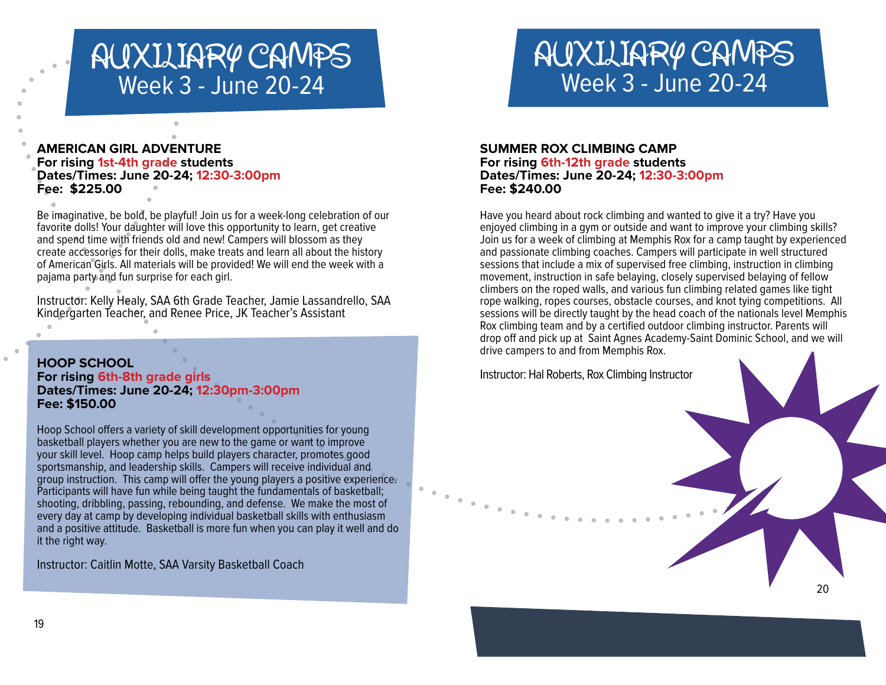# AUXILIARY CAMPS
## Week 3 - June 20-24

**AMERICAN GIRL ADVENTURE**
**For rising 1st-4th grade students**
**Dates/Times: June 20-24; 12:30-3:00pm**
**Fee: $225.00**

Be imaginative, be bold, be playful! Join us for a week-long celebration of our favorite dolls! Your daughter will love this opportunity to learn, get creative and spend time with friends old and new! Campers will blossom as they create accessories for their dolls, make treats and learn all about the history of American Girls. All materials will be provided! We will end the week with a pajama party and fun surprise for each girl.

Instructor: Kelly Healy, SAA 6th Grade Teacher, Jamie Lassandrello, SAA Kindergarten Teacher, and Renee Price, JK Teacher's Assistant

**HOOP SCHOOL**
**For rising 6th-8th grade girls**
**Dates/Times: June 20-24; 12:30pm-3:00pm**
**Fee: $150.00**

Hoop School offers a variety of skill development opportunities for young basketball players whether you are new to the game or want to improve your skill level. Hoop camp helps build players character, promotes good sportsmanship, and leadership skills. Campers will receive individual and group instruction. This camp will offer the young players a positive experience. Participants will have fun while being taught the fundamentals of basketball; shooting, dribbling, passing, rebounding, and defense. We make the most of every day at camp by developing individual basketball skills with enthusiasm and a positive attitude. Basketball is more fun when you can play it well and do it the right way.

Instructor: Caitlin Motte, SAA Varsity Basketball Coach

# AUXILIARY CAMPS
## Week 3 - June 20-24

**SUMMER ROX CLIMBING CAMP**
**For rising 6th-12th grade students**
**Dates/Times: June 20-24; 12:30-3:00pm**
**Fee: $240.00**

Have you heard about rock climbing and wanted to give it a try? Have you enjoyed climbing in a gym or outside and want to improve your climbing skills? Join us for a week of climbing at Memphis Rox for a camp taught by experienced and passionate climbing coaches. Campers will participate in well structured sessions that include a mix of supervised free climbing, instruction in climbing movement, instruction in safe belaying, closely supervised belaying of fellow climbers on the roped walls, and various fun climbing related games like tight rope walking, ropes courses, obstacle courses, and knot tying competitions. All sessions will be directly taught by the head coach of the nationals level Memphis Rox climbing team and by a certified outdoor climbing instructor. Parents will drop off and pick up at Saint Agnes Academy-Saint Dominic School, and we will drive campers to and from Memphis Rox.

Instructor: Hal Roberts, Rox Climbing Instructor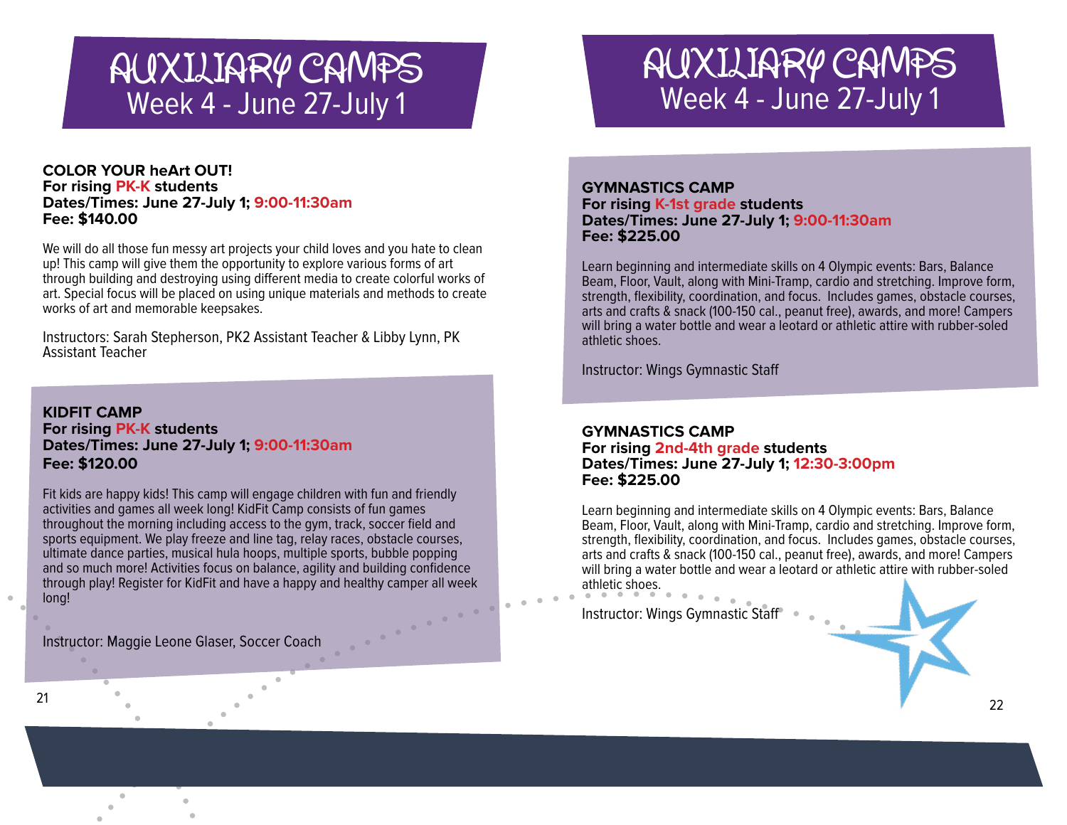# AUXILIARY CAMPS
## Week 4 - June 27-July 1

**COLOR YOUR heArt OUT!**
**For rising PK-K students**
**Dates/Times: June 27-July 1; 9:00-11:30am**
**Fee: $140.00**

We will do all those fun messy art projects your child loves and you hate to clean up! This camp will give them the opportunity to explore various forms of art through building and destroying using different media to create colorful works of art. Special focus will be placed on using unique materials and methods to create works of art and memorable keepsakes.

Instructors: Sarah Stepherson, PK2 Assistant Teacher & Libby Lynn, PK Assistant Teacher

**KIDFIT CAMP**
**For rising PK-K students**
**Dates/Times: June 27-July 1; 9:00-11:30am**
**Fee: $120.00**

Fit kids are happy kids! This camp will engage children with fun and friendly activities and games all week long! KidFit Camp consists of fun games throughout the morning including access to the gym, track, soccer field and sports equipment. We play freeze and line tag, relay races, obstacle courses, ultimate dance parties, musical hula hoops, multiple sports, bubble popping and so much more! Activities focus on balance, agility and building confidence through play! Register for KidFit and have a happy and healthy camper all week long!

Instructor: Maggie Leone Glaser, Soccer Coach

# AUXILIARY CAMPS
## Week 4 - June 27-July 1

**GYMNASTICS CAMP**
**For rising K-1st grade students**
**Dates/Times: June 27-July 1; 9:00-11:30am**
**Fee: $225.00**

Learn beginning and intermediate skills on 4 Olympic events: Bars, Balance Beam, Floor, Vault, along with Mini-Tramp, cardio and stretching. Improve form, strength, flexibility, coordination, and focus. Includes games, obstacle courses, arts and crafts & snack (100-150 cal., peanut free), awards, and more! Campers will bring a water bottle and wear a leotard or athletic attire with rubber-soled athletic shoes.

Instructor: Wings Gymnastic Staff

**GYMNASTICS CAMP**
**For rising 2nd-4th grade students**
**Dates/Times: June 27-July 1; 12:30-3:00pm**
**Fee: $225.00**

Learn beginning and intermediate skills on 4 Olympic events: Bars, Balance Beam, Floor, Vault, along with Mini-Tramp, cardio and stretching. Improve form, strength, flexibility, coordination, and focus. Includes games, obstacle courses, arts and crafts & snack (100-150 cal., peanut free), awards, and more! Campers will bring a water bottle and wear a leotard or athletic attire with rubber-soled athletic shoes.

Instructor: Wings Gymnastic Staff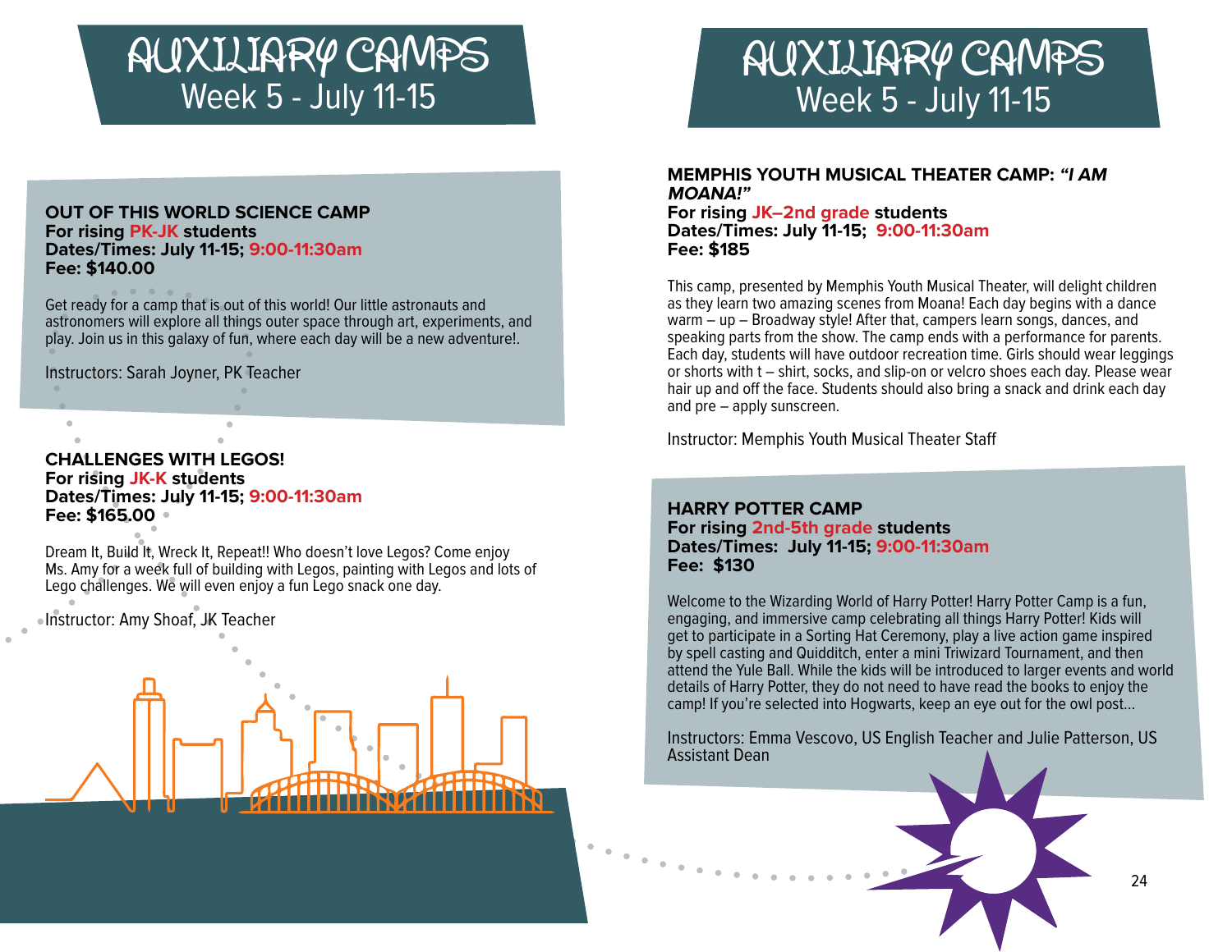# AUXILIARY CAMPS
## Week 5 - July 11-15

### OUT OF THIS WORLD SCIENCE CAMP

**For rising PK-JK students**
**Dates/Times: July 11-15; 9:00-11:30am**
**Fee: $140.00**

Get ready for a camp that is out of this world! Our little astronauts and astronomers will explore all things outer space through art, experiments, and play. Join us in this galaxy of fun, where each day will be a new adventure!.

Instructors: Sarah Joyner, PK Teacher

### CHALLENGES WITH LEGOS!

**For rising JK-K students**
**Dates/Times: July 11-15; 9:00-11:30am**
**Fee: $165.00**

Dream It, Build It, Wreck It, Repeat!! Who doesn't love Legos? Come enjoy Ms. Amy for a week full of building with Legos, painting with Legos and lots of Lego challenges. We will even enjoy a fun Lego snack one day.

Instructor: Amy Shoaf, JK Teacher

# AUXILIARY CAMPS
## Week 5 - July 11-15

### MEMPHIS YOUTH MUSICAL THEATER CAMP: *"I AM MOANA!"*

**For rising JK–2nd grade students**
**Dates/Times: July 11-15; 9:00-11:30am**
**Fee: $185**

This camp, presented by Memphis Youth Musical Theater, will delight children as they learn two amazing scenes from Moana! Each day begins with a dance warm – up – Broadway style! After that, campers learn songs, dances, and speaking parts from the show. The camp ends with a performance for parents. Each day, students will have outdoor recreation time. Girls should wear leggings or shorts with t – shirt, socks, and slip-on or velcro shoes each day. Please wear hair up and off the face. Students should also bring a snack and drink each day and pre – apply sunscreen.

Instructor: Memphis Youth Musical Theater Staff

### HARRY POTTER CAMP

**For rising 2nd-5th grade students**
**Dates/Times: July 11-15; 9:00-11:30am**
**Fee: $130**

Welcome to the Wizarding World of Harry Potter! Harry Potter Camp is a fun, engaging, and immersive camp celebrating all things Harry Potter! Kids will get to participate in a Sorting Hat Ceremony, play a live action game inspired by spell casting and Quidditch, enter a mini Triwizard Tournament, and then attend the Yule Ball. While the kids will be introduced to larger events and world details of Harry Potter, they do not need to have read the books to enjoy the camp! If you're selected into Hogwarts, keep an eye out for the owl post...

Instructors: Emma Vescovo, US English Teacher and Julie Patterson, US Assistant Dean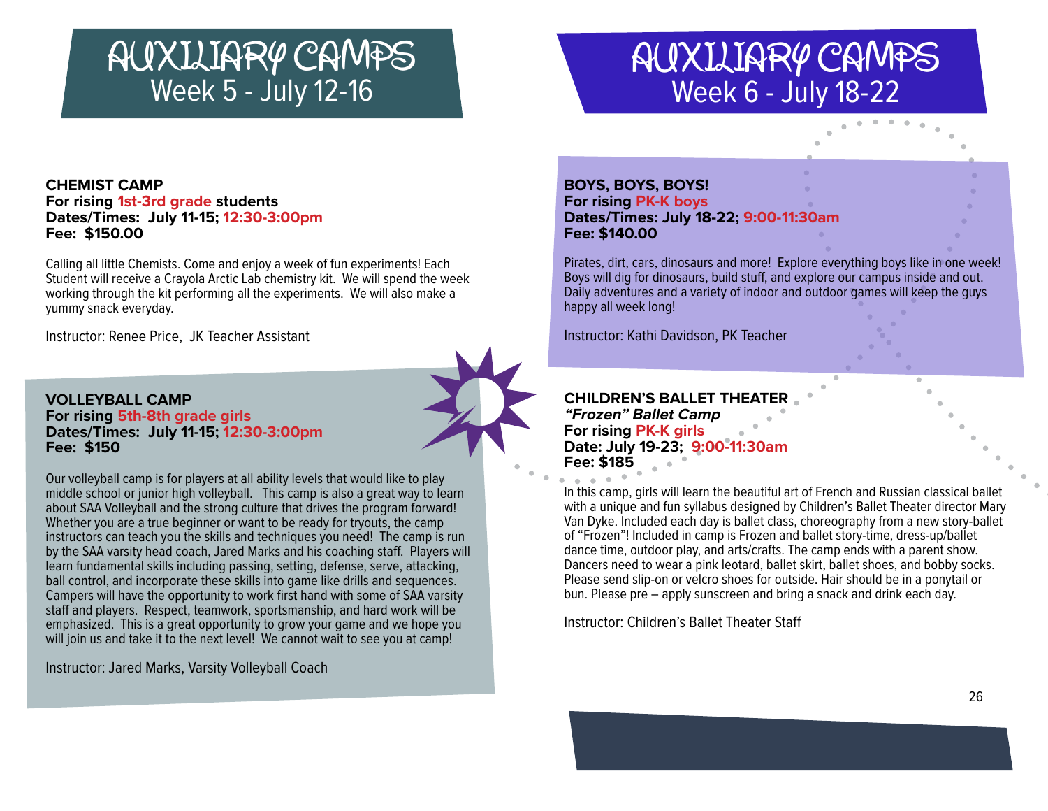# AUXILIARY CAMPS
## Week 5 - July 12-16

**CHEMIST CAMP**
**For rising 1st-3rd grade students**
**Dates/Times: July 11-15; 12:30-3:00pm**
**Fee: $150.00**

Calling all little Chemists. Come and enjoy a week of fun experiments! Each Student will receive a Crayola Arctic Lab chemistry kit. We will spend the week working through the kit performing all the experiments. We will also make a yummy snack everyday.

Instructor: Renee Price, JK Teacher Assistant

**VOLLEYBALL CAMP**
**For rising 5th-8th grade girls**
**Dates/Times: July 11-15; 12:30-3:00pm**
**Fee: $150**

Our volleyball camp is for players at all ability levels that would like to play middle school or junior high volleyball. This camp is also a great way to learn about SAA Volleyball and the strong culture that drives the program forward! Whether you are a true beginner or want to be ready for tryouts, the camp instructors can teach you the skills and techniques you need! The camp is run by the SAA varsity head coach, Jared Marks and his coaching staff. Players will learn fundamental skills including passing, setting, defense, serve, attacking, ball control, and incorporate these skills into game like drills and sequences. Campers will have the opportunity to work first hand with some of SAA varsity staff and players. Respect, teamwork, sportsmanship, and hard work will be emphasized. This is a great opportunity to grow your game and we hope you will join us and take it to the next level! We cannot wait to see you at camp!

Instructor: Jared Marks, Varsity Volleyball Coach

# AUXILIARY CAMPS
## Week 6 - July 18-22

**BOYS, BOYS, BOYS!**
**For rising PK-K boys**
**Dates/Times: July 18-22; 9:00-11:30am**
**Fee: $140.00**

Pirates, dirt, cars, dinosaurs and more! Explore everything boys like in one week! Boys will dig for dinosaurs, build stuff, and explore our campus inside and out. Daily adventures and a variety of indoor and outdoor games will keep the guys happy all week long!

Instructor: Kathi Davidson, PK Teacher

**CHILDREN'S BALLET THEATER**
***"Frozen" Ballet Camp***
**For rising PK-K girls**
**Date: July 19-23; 9:00-11:30am**
**Fee: $185**

In this camp, girls will learn the beautiful art of French and Russian classical ballet with a unique and fun syllabus designed by Children's Ballet Theater director Mary Van Dyke. Included each day is ballet class, choreography from a new story-ballet of "Frozen"! Included in camp is Frozen and ballet story-time, dress-up/ballet dance time, outdoor play, and arts/crafts. The camp ends with a parent show. Dancers need to wear a pink leotard, ballet skirt, ballet shoes, and bobby socks. Please send slip-on or velcro shoes for outside. Hair should be in a ponytail or bun. Please pre – apply sunscreen and bring a snack and drink each day.

Instructor: Children's Ballet Theater Staff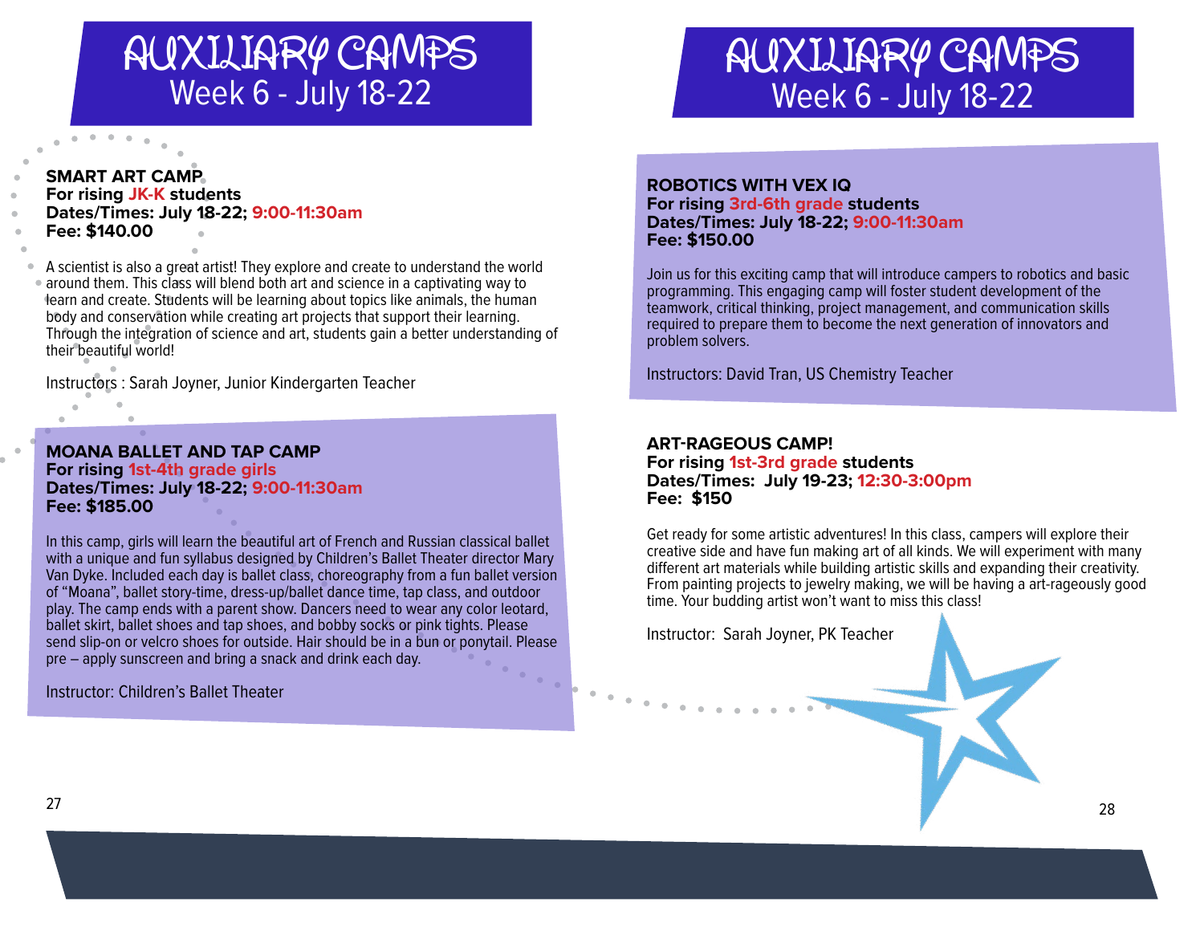# AUXILIARY CAMPS
## Week 6 - July 18-22

**SMART ART CAMP**
**For rising JK-K students**
**Dates/Times: July 18-22; 9:00-11:30am**
**Fee: $140.00**

A scientist is also a great artist! They explore and create to understand the world around them. This class will blend both art and science in a captivating way to learn and create. Students will be learning about topics like animals, the human body and conservation while creating art projects that support their learning. Through the integration of science and art, students gain a better understanding of their beautiful world!

Instructors : Sarah Joyner, Junior Kindergarten Teacher

**MOANA BALLET AND TAP CAMP**
**For rising 1st-4th grade girls**
**Dates/Times: July 18-22; 9:00-11:30am**
**Fee: $185.00**

In this camp, girls will learn the beautiful art of French and Russian classical ballet with a unique and fun syllabus designed by Children's Ballet Theater director Mary Van Dyke. Included each day is ballet class, choreography from a fun ballet version of "Moana", ballet story-time, dress-up/ballet dance time, tap class, and outdoor play. The camp ends with a parent show. Dancers need to wear any color leotard, ballet skirt, ballet shoes and tap shoes, and bobby socks or pink tights. Please send slip-on or velcro shoes for outside. Hair should be in a bun or ponytail. Please pre – apply sunscreen and bring a snack and drink each day.

Instructor: Children's Ballet Theater

# AUXILIARY CAMPS
## Week 6 - July 18-22

**ROBOTICS WITH VEX IQ**
**For rising 3rd-6th grade students**
**Dates/Times: July 18-22; 9:00-11:30am**
**Fee: $150.00**

Join us for this exciting camp that will introduce campers to robotics and basic programming. This engaging camp will foster student development of the teamwork, critical thinking, project management, and communication skills required to prepare them to become the next generation of innovators and problem solvers.

Instructors: David Tran, US Chemistry Teacher

**ART-RAGEOUS CAMP!**
**For rising 1st-3rd grade students**
**Dates/Times: July 19-23; 12:30-3:00pm**
**Fee: $150**

Get ready for some artistic adventures! In this class, campers will explore their creative side and have fun making art of all kinds. We will experiment with many different art materials while building artistic skills and expanding their creativity. From painting projects to jewelry making, we will be having a art-rageously good time. Your budding artist won't want to miss this class!

Instructor: Sarah Joyner, PK Teacher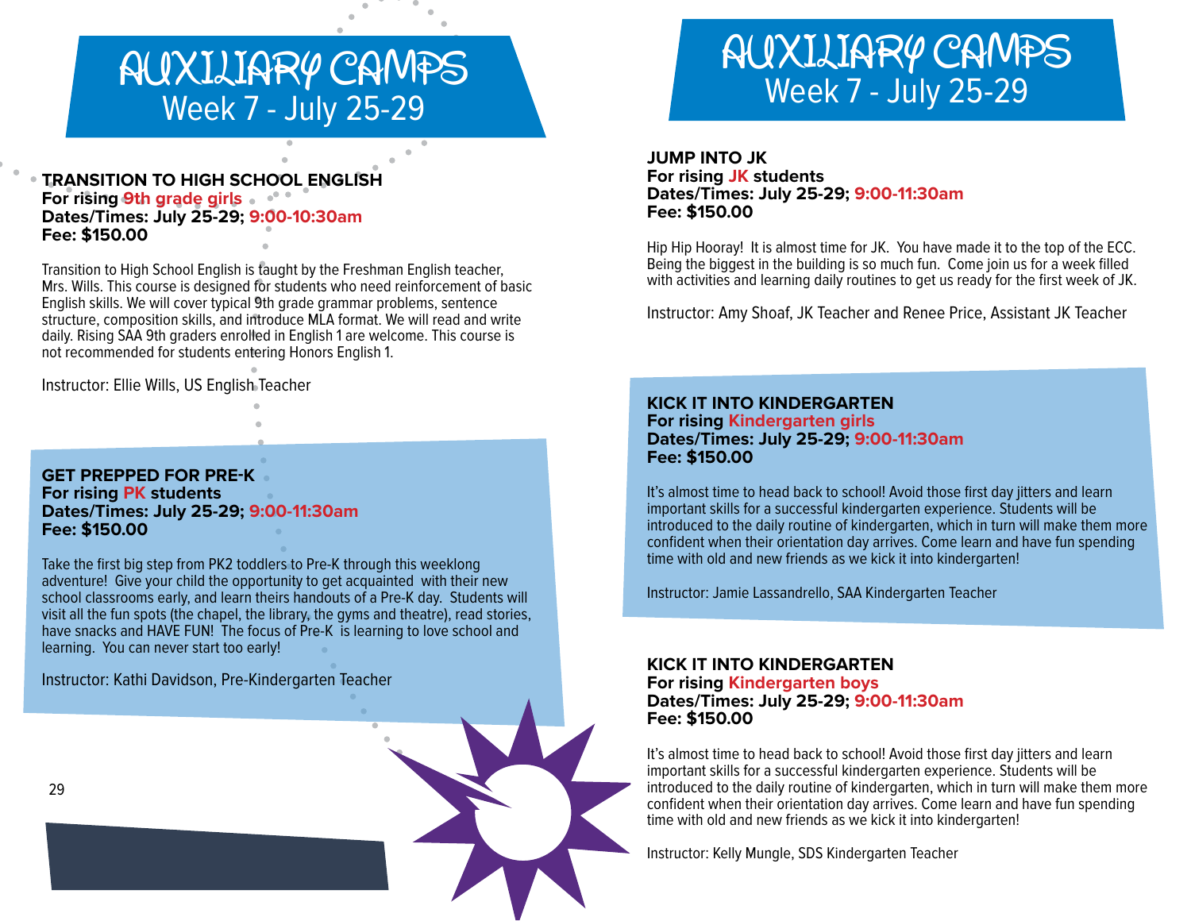# AUXILIARY CAMPS
## Week 7 - July 25-29

### TRANSITION TO HIGH SCHOOL ENGLISH

**For rising 9th grade girls**
**Dates/Times: July 25-29; 9:00-10:30am**
**Fee: $150.00**

Transition to High School English is taught by the Freshman English teacher, Mrs. Wills. This course is designed for students who need reinforcement of basic English skills. We will cover typical 9th grade grammar problems, sentence structure, composition skills, and introduce MLA format. We will read and write daily. Rising SAA 9th graders enrolled in English 1 are welcome. This course is not recommended for students entering Honors English 1.

Instructor: Ellie Wills, US English Teacher

### GET PREPPED FOR PRE-K

**For rising PK students**
**Dates/Times: July 25-29; 9:00-11:30am**
**Fee: $150.00**

Take the first big step from PK2 toddlers to Pre-K through this weeklong adventure! Give your child the opportunity to get acquainted with their new school classrooms early, and learn theirs handouts of a Pre-K day. Students will visit all the fun spots (the chapel, the library, the gyms and theatre), read stories, have snacks and HAVE FUN! The focus of Pre-K is learning to love school and learning. You can never start too early!

Instructor: Kathi Davidson, Pre-Kindergarten Teacher

# AUXILIARY CAMPS
## Week 7 - July 25-29

### JUMP INTO JK

**For rising JK students**
**Dates/Times: July 25-29; 9:00-11:30am**
**Fee: $150.00**

Hip Hip Hooray! It is almost time for JK. You have made it to the top of the ECC. Being the biggest in the building is so much fun. Come join us for a week filled with activities and learning daily routines to get us ready for the first week of JK.

Instructor: Amy Shoaf, JK Teacher and Renee Price, Assistant JK Teacher

### KICK IT INTO KINDERGARTEN

**For rising Kindergarten girls**
**Dates/Times: July 25-29; 9:00-11:30am**
**Fee: $150.00**

It's almost time to head back to school! Avoid those first day jitters and learn important skills for a successful kindergarten experience. Students will be introduced to the daily routine of kindergarten, which in turn will make them more confident when their orientation day arrives. Come learn and have fun spending time with old and new friends as we kick it into kindergarten!

Instructor: Jamie Lassandrello, SAA Kindergarten Teacher

### KICK IT INTO KINDERGARTEN

**For rising Kindergarten boys**
**Dates/Times: July 25-29; 9:00-11:30am**
**Fee: $150.00**

It's almost time to head back to school! Avoid those first day jitters and learn important skills for a successful kindergarten experience. Students will be introduced to the daily routine of kindergarten, which in turn will make them more confident when their orientation day arrives. Come learn and have fun spending time with old and new friends as we kick it into kindergarten!

Instructor: Kelly Mungle, SDS Kindergarten Teacher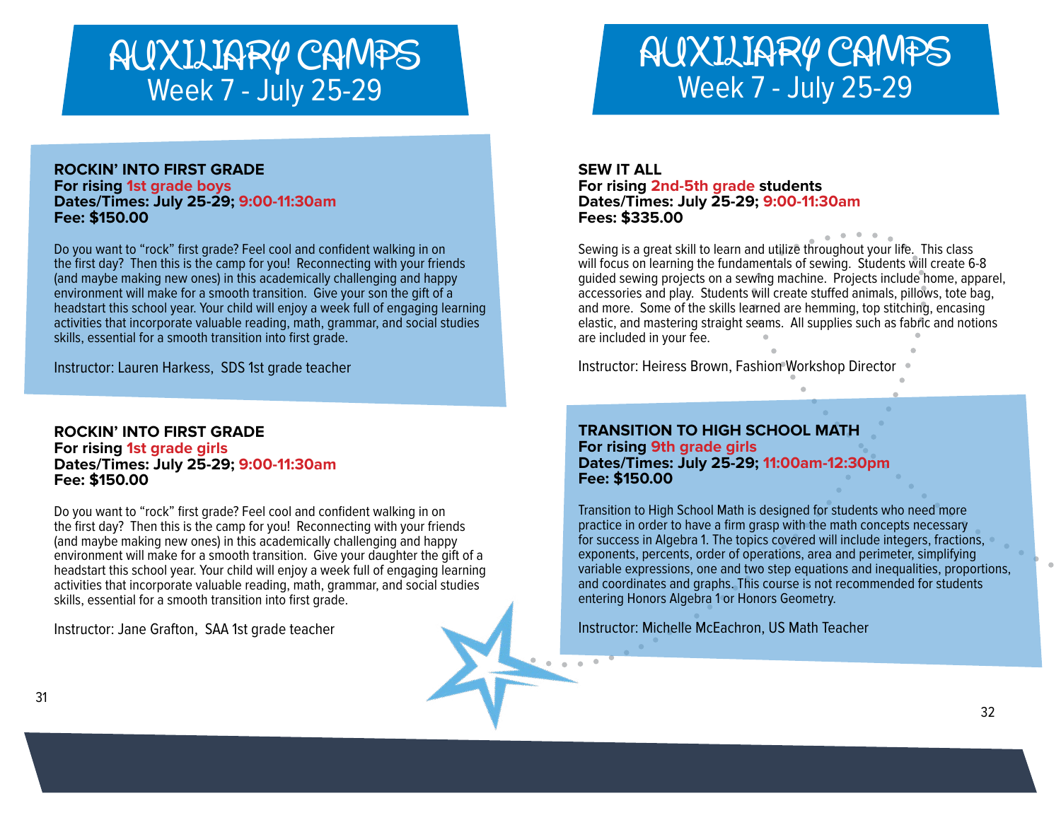# AUXILIARY CAMPS
## Week 7 - July 25-29

**ROCKIN' INTO FIRST GRADE**
**For rising 1st grade boys**
**Dates/Times: July 25-29; 9:00-11:30am**
**Fee: $150.00**

Do you want to "rock" first grade? Feel cool and confident walking in on the first day? Then this is the camp for you! Reconnecting with your friends (and maybe making new ones) in this academically challenging and happy environment will make for a smooth transition. Give your son the gift of a headstart this school year. Your child will enjoy a week full of engaging learning activities that incorporate valuable reading, math, grammar, and social studies skills, essential for a smooth transition into first grade.

Instructor: Lauren Harkess, SDS 1st grade teacher

**ROCKIN' INTO FIRST GRADE**
**For rising 1st grade girls**
**Dates/Times: July 25-29; 9:00-11:30am**
**Fee: $150.00**

Do you want to "rock" first grade? Feel cool and confident walking in on the first day? Then this is the camp for you! Reconnecting with your friends (and maybe making new ones) in this academically challenging and happy environment will make for a smooth transition. Give your daughter the gift of a headstart this school year. Your child will enjoy a week full of engaging learning activities that incorporate valuable reading, math, grammar, and social studies skills, essential for a smooth transition into first grade.

Instructor: Jane Grafton, SAA 1st grade teacher

# AUXILIARY CAMPS
## Week 7 - July 25-29

**SEW IT ALL**
**For rising 2nd-5th grade students**
**Dates/Times: July 25-29; 9:00-11:30am**
**Fees: $335.00**

Sewing is a great skill to learn and utilize throughout your life. This class will focus on learning the fundamentals of sewing. Students will create 6-8 guided sewing projects on a sewing machine. Projects include home, apparel, accessories and play. Students will create stuffed animals, pillows, tote bag, and more. Some of the skills learned are hemming, top stitching, encasing elastic, and mastering straight seams. All supplies such as fabric and notions are included in your fee.

Instructor: Heiress Brown, Fashion Workshop Director

**TRANSITION TO HIGH SCHOOL MATH**
**For rising 9th grade girls**
**Dates/Times: July 25-29; 11:00am-12:30pm**
**Fee: $150.00**

Transition to High School Math is designed for students who need more practice in order to have a firm grasp with the math concepts necessary for success in Algebra 1. The topics covered will include integers, fractions, exponents, percents, order of operations, area and perimeter, simplifying variable expressions, one and two step equations and inequalities, proportions, and coordinates and graphs. This course is not recommended for students entering Honors Algebra 1 or Honors Geometry.

Instructor: Michelle McEachron, US Math Teacher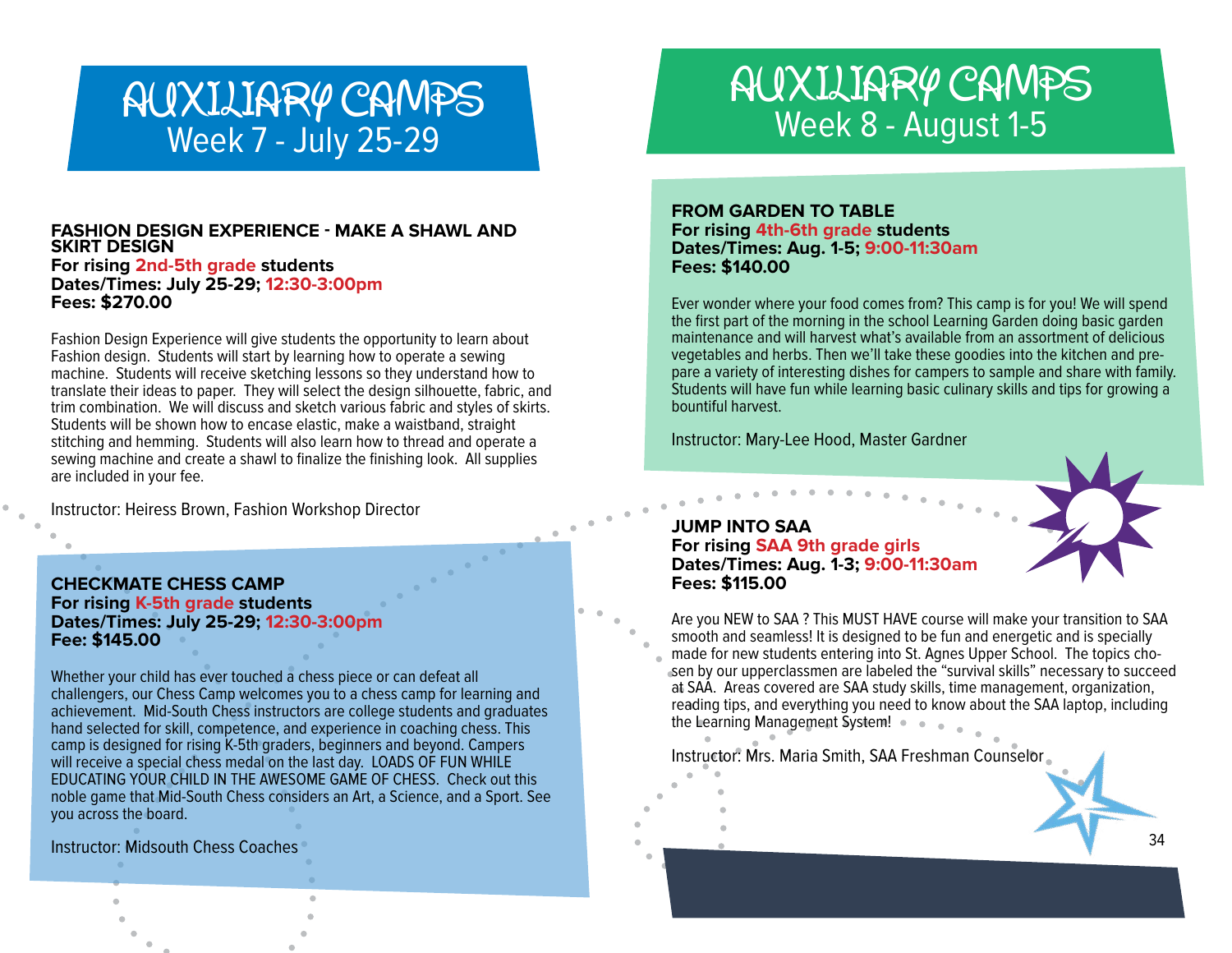# AUXILIARY CAMPS
## Week 7 - July 25-29

### FASHION DESIGN EXPERIENCE - MAKE A SHAWL AND SKIRT DESIGN

**For rising 2nd-5th grade students**
**Dates/Times: July 25-29; 12:30-3:00pm**
**Fees: $270.00**

Fashion Design Experience will give students the opportunity to learn about Fashion design. Students will start by learning how to operate a sewing machine. Students will receive sketching lessons so they understand how to translate their ideas to paper. They will select the design silhouette, fabric, and trim combination. We will discuss and sketch various fabric and styles of skirts. Students will be shown how to encase elastic, make a waistband, straight stitching and hemming. Students will also learn how to thread and operate a sewing machine and create a shawl to finalize the finishing look. All supplies are included in your fee.

Instructor: Heiress Brown, Fashion Workshop Director

### CHECKMATE CHESS CAMP

**For rising K-5th grade students**
**Dates/Times: July 25-29; 12:30-3:00pm**
**Fee: $145.00**

Whether your child has ever touched a chess piece or can defeat all challengers, our Chess Camp welcomes you to a chess camp for learning and achievement. Mid-South Chess instructors are college students and graduates hand selected for skill, competence, and experience in coaching chess. This camp is designed for rising K-5th graders, beginners and beyond. Campers will receive a special chess medal on the last day. LOADS OF FUN WHILE EDUCATING YOUR CHILD IN THE AWESOME GAME OF CHESS. Check out this noble game that Mid-South Chess considers an Art, a Science, and a Sport. See you across the board.

Instructor: Midsouth Chess Coaches

# AUXILIARY CAMPS
## Week 8 - August 1-5

### FROM GARDEN TO TABLE

**For rising 4th-6th grade students**
**Dates/Times: Aug. 1-5; 9:00-11:30am**
**Fees: $140.00**

Ever wonder where your food comes from? This camp is for you! We will spend the first part of the morning in the school Learning Garden doing basic garden maintenance and will harvest what's available from an assortment of delicious vegetables and herbs. Then we'll take these goodies into the kitchen and prepare a variety of interesting dishes for campers to sample and share with family. Students will have fun while learning basic culinary skills and tips for growing a bountiful harvest.

Instructor: Mary-Lee Hood, Master Gardner

### JUMP INTO SAA

**For rising SAA 9th grade girls**
**Dates/Times: Aug. 1-3; 9:00-11:30am**
**Fees: $115.00**

Are you NEW to SAA ? This MUST HAVE course will make your transition to SAA smooth and seamless! It is designed to be fun and energetic and is specially made for new students entering into St. Agnes Upper School. The topics chosen by our upperclassmen are labeled the "survival skills" necessary to succeed at SAA. Areas covered are SAA study skills, time management, organization, reading tips, and everything you need to know about the SAA laptop, including the Learning Management System!

Instructor: Mrs. Maria Smith, SAA Freshman Counselor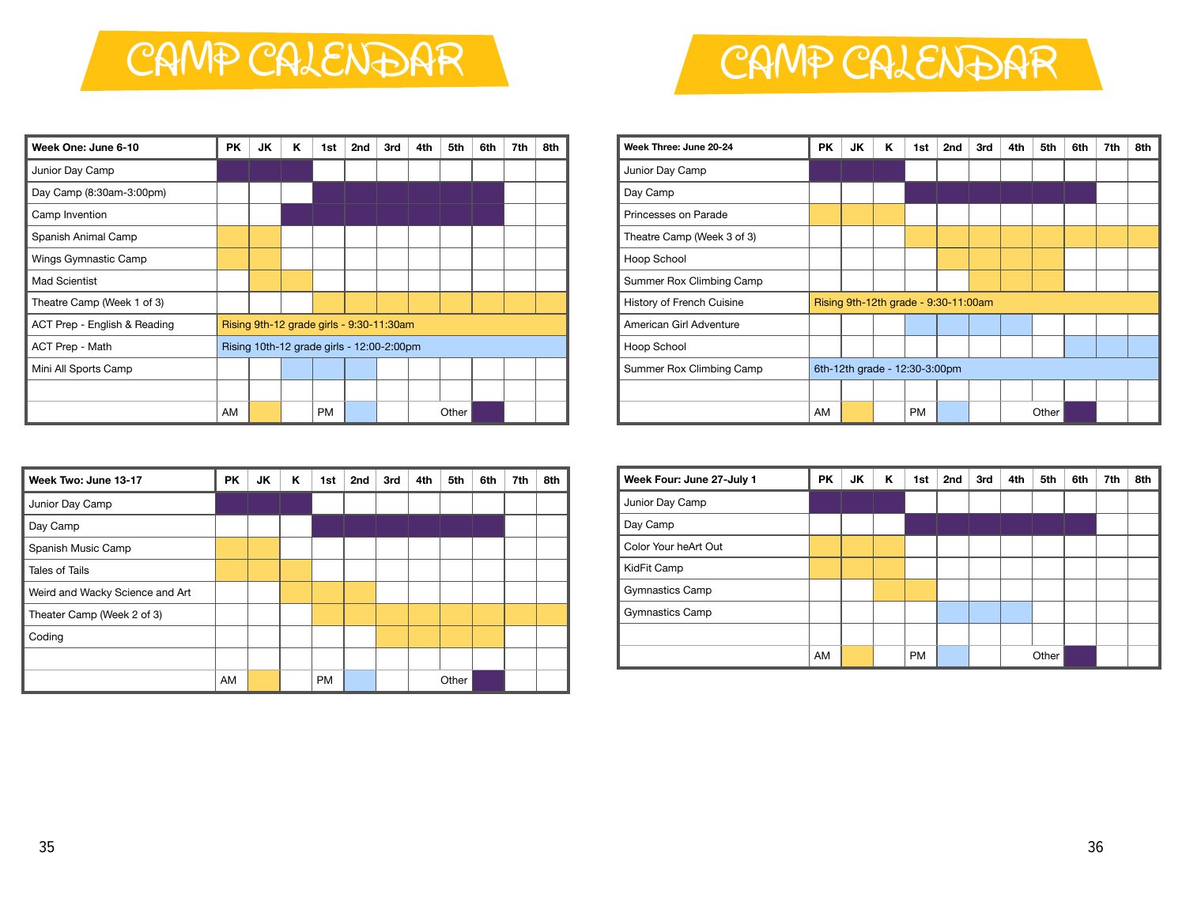# CAMP CALENDAR

| Week One: June 6-10 | PK | JK | K | 1st | 2nd | 3rd | 4th | 5th | 6th | 7th | 8th |
|---|---|---|---|---|---|---|---|---|---|---|---|
| Junior Day Camp | Other | Other | Other | | | | | | | | |
| Day Camp (8:30am-3:00pm) | | | | Other | Other | Other | Other | Other | Other | | |
| Camp Invention | | | Other | Other | Other | Other | Other | Other | Other | | |
| Spanish Animal Camp | AM | AM | | | | | | | | | |
| Wings Gymnastic Camp | AM | AM | | | | | | | | | |
| Mad Scientist | | AM | AM | | | | | | | | |
| Theatre Camp (Week 1 of 3) | | | | AM | AM | AM | AM | AM | AM | AM | AM |
| ACT Prep - English & Reading | Rising 9th-12 grade girls - 9:30-11:30am (AM) | | | | | | | | | | |
| ACT Prep - Math | Rising 10th-12 grade girls - 12:00-2:00pm (PM) | | | | | | | | | | |
| Mini All Sports Camp | | | PM | PM | PM | | | | | | |

Legend: AM (yellow) | PM (blue) | Other (purple)

| Week Two: June 13-17 | PK | JK | K | 1st | 2nd | 3rd | 4th | 5th | 6th | 7th | 8th |
|---|---|---|---|---|---|---|---|---|---|---|---|
| Junior Day Camp | Other | Other | Other | | | | | | | | |
| Day Camp | | | | Other | Other | Other | Other | Other | Other | | |
| Spanish Music Camp | AM | AM | | | | | | | | | |
| Tales of Tails | AM | AM | AM | | | | | | | | |
| Weird and Wacky Science and Art | | | AM | AM | AM | | | | | | |
| Theater Camp (Week 2 of 3) | | | | AM | AM | AM | AM | AM | AM | AM | AM |
| Coding | | | | | | AM | AM | AM | AM | | |

Legend: AM (yellow) | PM (blue) | Other (purple)

| Week Three: June 20-24 | PK | JK | K | 1st | 2nd | 3rd | 4th | 5th | 6th | 7th | 8th |
|---|---|---|---|---|---|---|---|---|---|---|---|
| Junior Day Camp | Other | Other | Other | | | | | | | | |
| Day Camp | | | | Other | Other | Other | Other | Other | Other | | |
| Princesses on Parade | AM | AM | AM | | | | | | | | |
| Theatre Camp (Week 3 of 3) | | | | AM | AM | AM | AM | AM | AM | AM | AM |
| Hoop School | | | | | AM | AM | AM | AM | | | |
| Summer Rox Climbing Camp | | | | | | AM | AM | AM | | | |
| History of French Cuisine | Rising 9th-12th grade - 9:30-11:00am (AM) | | | | | | | | | | |
| American Girl Adventure | | | | PM | PM | PM | PM | | | | |
| Hoop School | | | | | | | | | PM | PM | PM |
| Summer Rox Climbing Camp | 6th-12th grade - 12:30-3:00pm (PM) | | | | | | | | | | |

Legend: AM (yellow) | PM (blue) | Other (purple)

| Week Four: June 27-July 1 | PK | JK | K | 1st | 2nd | 3rd | 4th | 5th | 6th | 7th | 8th |
|---|---|---|---|---|---|---|---|---|---|---|---|
| Junior Day Camp | Other | Other | Other | | | | | | | | |
| Day Camp | | | | Other | Other | Other | Other | Other | Other | | |
| Color Your heArt Out | AM | AM | AM | | | | | | | | |
| KidFit Camp | AM | AM | AM | | | | | | | | |
| Gymnastics Camp | | | AM | AM | | | | | | | |
| Gymnastics Camp | | | | | PM | PM | PM | | | | |

Legend: AM (yellow) | PM (blue) | Other (purple)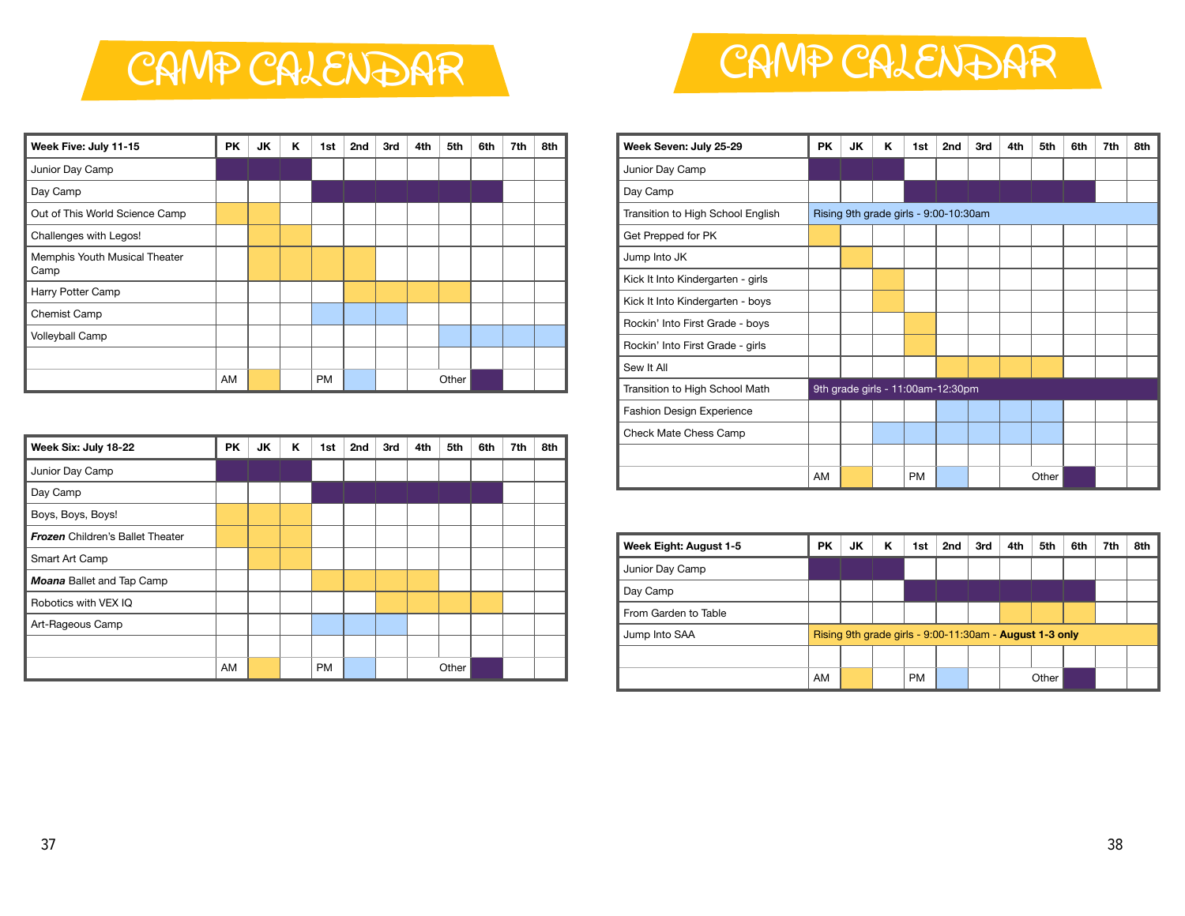# CAMP CALENDAR

| Week Five: July 11-15 | PK | JK | K | 1st | 2nd | 3rd | 4th | 5th | 6th | 7th | 8th |
|---|---|---|---|---|---|---|---|---|---|---|---|
| Junior Day Camp | Other | Other | Other | | | | | | | | |
| Day Camp | | | | Other | Other | Other | Other | Other | Other | | |
| Out of This World Science Camp | AM | AM | | | | | | | | | |
| Challenges with Legos! | | AM | AM | | | | | | | | |
| Memphis Youth Musical Theater Camp | | AM | AM | AM | AM | | | | | | |
| Harry Potter Camp | | | | | AM | AM | AM | AM | | | |
| Chemist Camp | | | | PM | PM | PM | | | | | |
| Volleyball Camp | | | | | | | | PM | PM | PM | PM |
| | | | | | | | | | | | |
| | AM | AM | | PM | PM | | | Other | Other | | |

| Week Six: July 18-22 | PK | JK | K | 1st | 2nd | 3rd | 4th | 5th | 6th | 7th | 8th |
|---|---|---|---|---|---|---|---|---|---|---|---|
| Junior Day Camp | Other | Other | Other | | | | | | | | |
| Day Camp | | | | Other | Other | Other | Other | Other | Other | | |
| Boys, Boys, Boys! | AM | AM | AM | | | | | | | | |
| ***Frozen*** Children's Ballet Theater | AM | AM | AM | | | | | | | | |
| Smart Art Camp | | AM | AM | | | | | | | | |
| ***Moana*** Ballet and Tap Camp | | | | AM | AM | AM | AM | | | | |
| Robotics with VEX IQ | | | | | | AM | AM | AM | AM | | |
| Art-Rageous Camp | | | | PM | PM | PM | | | | | |
| | | | | | | | | | | | |
| | AM | AM | | PM | PM | | | Other | Other | | |

# CAMP CALENDAR

| Week Seven: July 25-29 | PK | JK | K | 1st | 2nd | 3rd | 4th | 5th | 6th | 7th | 8th |
|---|---|---|---|---|---|---|---|---|---|---|---|
| Junior Day Camp | Other | Other | Other | | | | | | | | |
| Day Camp | | | | Other | Other | Other | Other | Other | Other | | |
| Transition to High School English | Rising 9th grade girls - 9:00-10:30am (PM) | | | | | | | | | | |
| Get Prepped for PK | AM | | | | | | | | | | |
| Jump Into JK | | AM | | | | | | | | | |
| Kick It Into Kindergarten - girls | | | AM | | | | | | | | |
| Kick It Into Kindergarten - boys | | | AM | | | | | | | | |
| Rockin' Into First Grade - boys | | | | AM | | | | | | | |
| Rockin' Into First Grade - girls | | | | AM | | | | | | | |
| Sew It All | | | | | AM | AM | AM | AM | | | |
| Transition to High School Math | 9th grade girls - 11:00am-12:30pm (Other) | | | | | | | | | | |
| Fashion Design Experience | | | | | PM | PM | PM | PM | | | |
| Check Mate Chess Camp | | | PM | PM | PM | PM | PM | PM | | | |
| | | | | | | | | | | | |
| | AM | AM | | PM | PM | | | Other | Other | | |

| Week Eight: August 1-5 | PK | JK | K | 1st | 2nd | 3rd | 4th | 5th | 6th | 7th | 8th |
|---|---|---|---|---|---|---|---|---|---|---|---|
| Junior Day Camp | Other | Other | Other | | | | | | | | |
| Day Camp | | | | Other | Other | Other | Other | Other | Other | | |
| From Garden to Table | | | | | | | AM | AM | AM | | |
| Jump Into SAA | Rising 9th grade girls - 9:00-11:30am - **August 1-3 only** (AM) | | | | | | | | | | |
| | | | | | | | | | | | |
| | AM | AM | | PM | PM | | | Other | Other | | |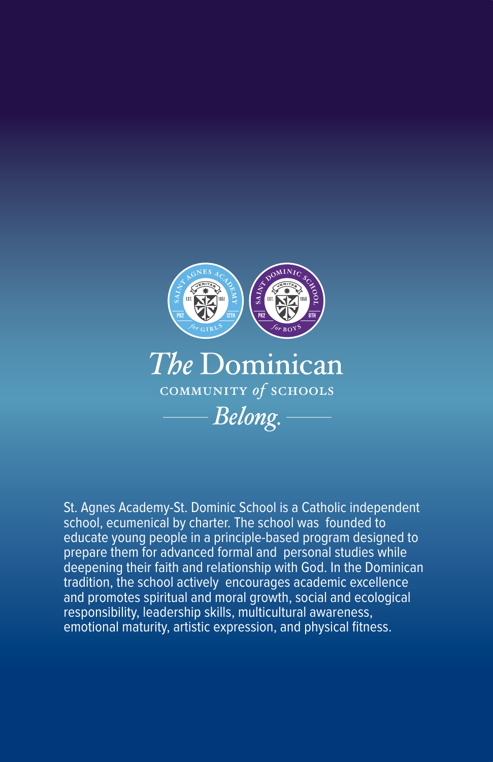The Dominican

COMMUNITY of SCHOOLS

*Belong.*

St. Agnes Academy-St. Dominic School is a Catholic independent school, ecumenical by charter. The school was founded to educate young people in a principle-based program designed to prepare them for advanced formal and personal studies while deepening their faith and relationship with God. In the Dominican tradition, the school actively encourages academic excellence and promotes spiritual and moral growth, social and ecological responsibility, leadership skills, multicultural awareness, emotional maturity, artistic expression, and physical fitness.